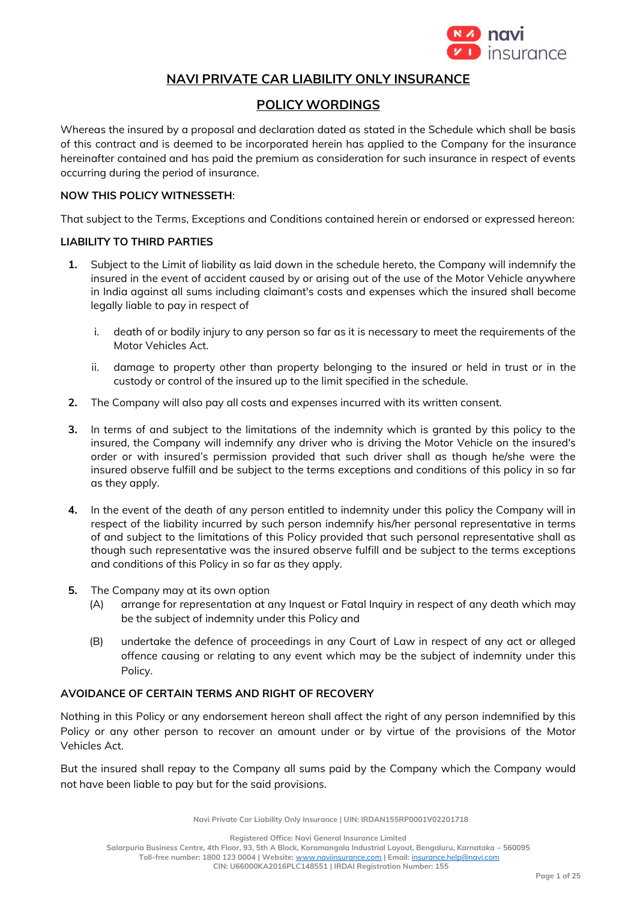# NAVI PRIVATE CAR LIABILITY ONLY INSURANCE

## POLICY WORDINGS

Whereas the insured by a proposal and declaration dated as stated in the Schedule which shall be basis of this contract and is deemed to be incorporated herein has applied to the Company for the insurance hereinafter contained and has paid the premium as consideration for such insurance in respect of events occurring during the period of insurance.

**NOW THIS POLICY WITNESSETH**:

That subject to the Terms, Exceptions and Conditions contained herein or endorsed or expressed hereon:

**LIABILITY TO THIRD PARTIES**

1. Subject to the Limit of liability as laid down in the schedule hereto, the Company will indemnify the insured in the event of accident caused by or arising out of the use of the Motor Vehicle anywhere in India against all sums including claimant's costs and expenses which the insured shall become legally liable to pay in respect of

   i. death of or bodily injury to any person so far as it is necessary to meet the requirements of the Motor Vehicles Act.

   ii. damage to property other than property belonging to the insured or held in trust or in the custody or control of the insured up to the limit specified in the schedule.

2. The Company will also pay all costs and expenses incurred with its written consent.

3. In terms of and subject to the limitations of the indemnity which is granted by this policy to the insured, the Company will indemnify any driver who is driving the Motor Vehicle on the insured's order or with insured's permission provided that such driver shall as though he/she were the insured observe fulfill and be subject to the terms exceptions and conditions of this policy in so far as they apply.

4. In the event of the death of any person entitled to indemnity under this policy the Company will in respect of the liability incurred by such person indemnify his/her personal representative in terms of and subject to the limitations of this Policy provided that such personal representative shall as though such representative was the insured observe fulfill and be subject to the terms exceptions and conditions of this Policy in so far as they apply.

5. The Company may at its own option
   (A) arrange for representation at any Inquest or Fatal Inquiry in respect of any death which may be the subject of indemnity under this Policy and

   (B) undertake the defence of proceedings in any Court of Law in respect of any act or alleged offence causing or relating to any event which may be the subject of indemnity under this Policy.

**AVOIDANCE OF CERTAIN TERMS AND RIGHT OF RECOVERY**

Nothing in this Policy or any endorsement hereon shall affect the right of any person indemnified by this Policy or any other person to recover an amount under or by virtue of the provisions of the Motor Vehicles Act.

But the insured shall repay to the Company all sums paid by the Company which the Company would not have been liable to pay but for the said provisions.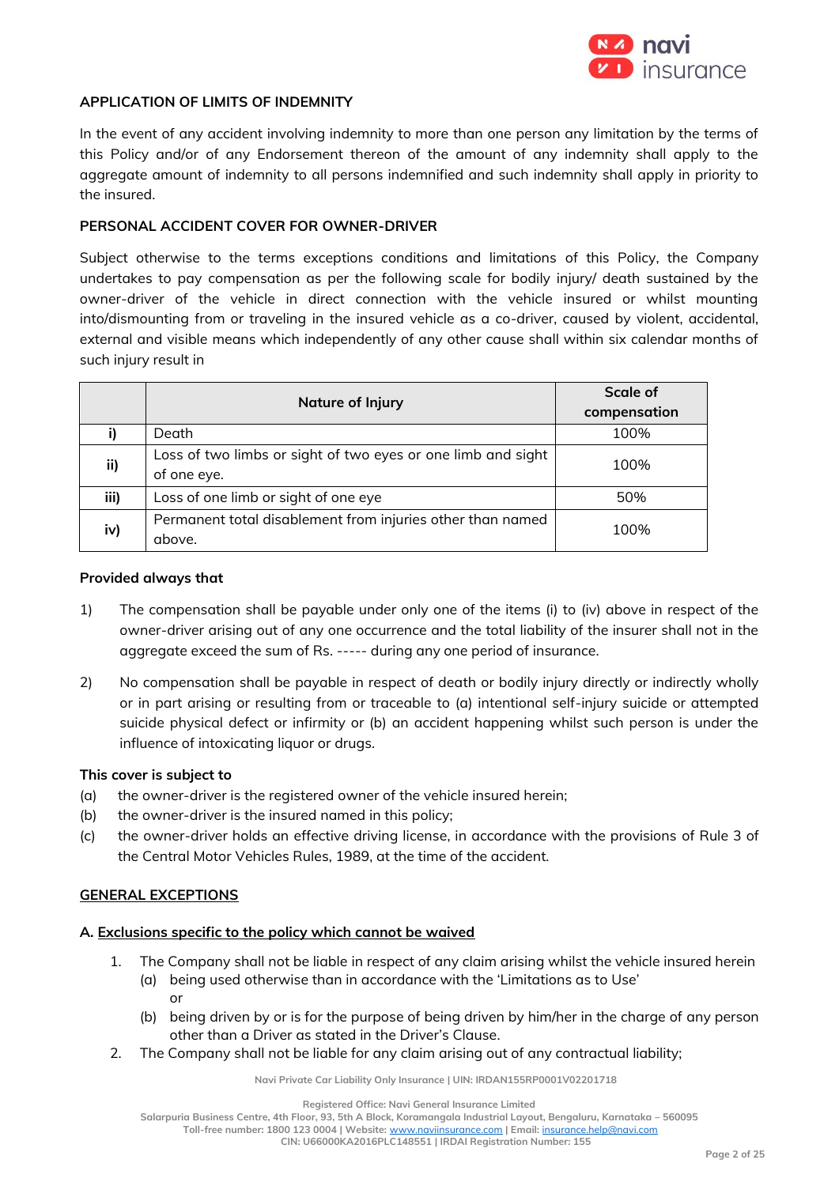## APPLICATION OF LIMITS OF INDEMNITY

In the event of any accident involving indemnity to more than one person any limitation by the terms of this Policy and/or of any Endorsement thereon of the amount of any indemnity shall apply to the aggregate amount of indemnity to all persons indemnified and such indemnity shall apply in priority to the insured.

## PERSONAL ACCIDENT COVER FOR OWNER-DRIVER

Subject otherwise to the terms exceptions conditions and limitations of this Policy, the Company undertakes to pay compensation as per the following scale for bodily injury/ death sustained by the owner-driver of the vehicle in direct connection with the vehicle insured or whilst mounting into/dismounting from or traveling in the insured vehicle as a co-driver, caused by violent, accidental, external and visible means which independently of any other cause shall within six calendar months of such injury result in

| | Nature of Injury | Scale of compensation |
|---|---|---|
| i) | Death | 100% |
| ii) | Loss of two limbs or sight of two eyes or one limb and sight of one eye. | 100% |
| iii) | Loss of one limb or sight of one eye | 50% |
| iv) | Permanent total disablement from injuries other than named above. | 100% |

**Provided always that**

1) The compensation shall be payable under only one of the items (i) to (iv) above in respect of the owner-driver arising out of any one occurrence and the total liability of the insurer shall not in the aggregate exceed the sum of Rs. ----- during any one period of insurance.

2) No compensation shall be payable in respect of death or bodily injury directly or indirectly wholly or in part arising or resulting from or traceable to (a) intentional self-injury suicide or attempted suicide physical defect or infirmity or (b) an accident happening whilst such person is under the influence of intoxicating liquor or drugs.

**This cover is subject to**

(a) the owner-driver is the registered owner of the vehicle insured herein;
(b) the owner-driver is the insured named in this policy;
(c) the owner-driver holds an effective driving license, in accordance with the provisions of Rule 3 of the Central Motor Vehicles Rules, 1989, at the time of the accident.

## GENERAL EXCEPTIONS

### A. Exclusions specific to the policy which cannot be waived

1. The Company shall not be liable in respect of any claim arising whilst the vehicle insured herein
   (a) being used otherwise than in accordance with the 'Limitations as to Use'
   or
   (b) being driven by or is for the purpose of being driven by him/her in the charge of any person other than a Driver as stated in the Driver's Clause.
2. The Company shall not be liable for any claim arising out of any contractual liability;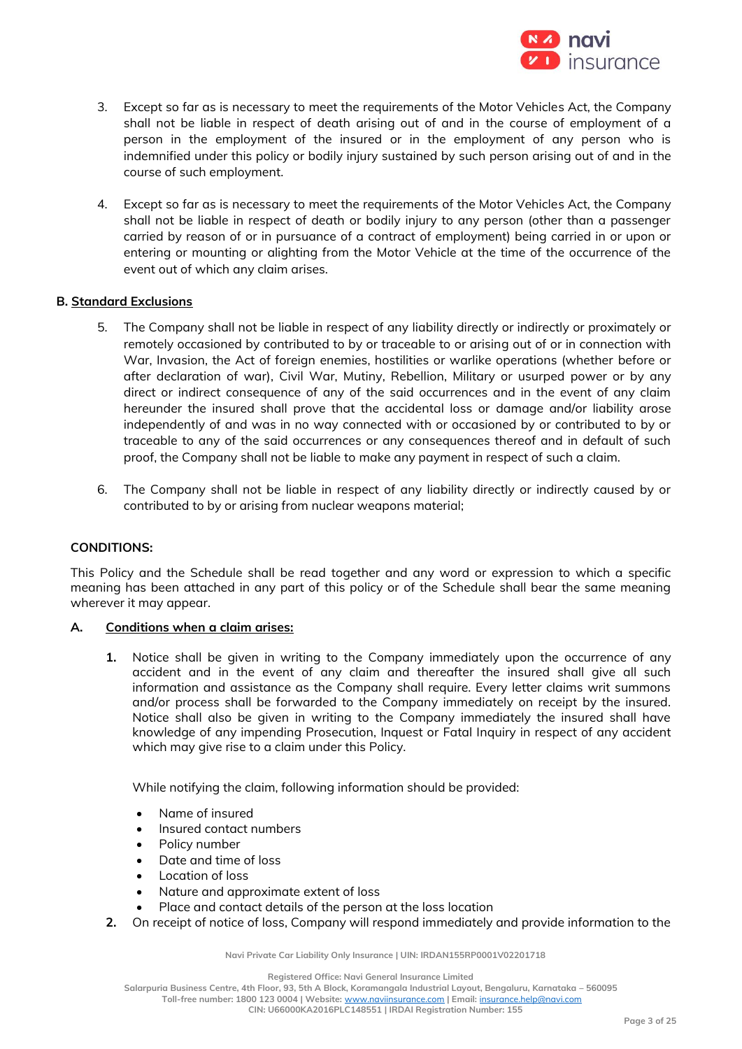3. Except so far as is necessary to meet the requirements of the Motor Vehicles Act, the Company shall not be liable in respect of death arising out of and in the course of employment of a person in the employment of the insured or in the employment of any person who is indemnified under this policy or bodily injury sustained by such person arising out of and in the course of such employment.

4. Except so far as is necessary to meet the requirements of the Motor Vehicles Act, the Company shall not be liable in respect of death or bodily injury to any person (other than a passenger carried by reason of or in pursuance of a contract of employment) being carried in or upon or entering or mounting or alighting from the Motor Vehicle at the time of the occurrence of the event out of which any claim arises.

**B. Standard Exclusions**

5. The Company shall not be liable in respect of any liability directly or indirectly or proximately or remotely occasioned by contributed to by or traceable to or arising out of or in connection with War, Invasion, the Act of foreign enemies, hostilities or warlike operations (whether before or after declaration of war), Civil War, Mutiny, Rebellion, Military or usurped power or by any direct or indirect consequence of any of the said occurrences and in the event of any claim hereunder the insured shall prove that the accidental loss or damage and/or liability arose independently of and was in no way connected with or occasioned by or contributed to by or traceable to any of the said occurrences or any consequences thereof and in default of such proof, the Company shall not be liable to make any payment in respect of such a claim.

6. The Company shall not be liable in respect of any liability directly or indirectly caused by or contributed to by or arising from nuclear weapons material;

**CONDITIONS:**

This Policy and the Schedule shall be read together and any word or expression to which a specific meaning has been attached in any part of this policy or of the Schedule shall bear the same meaning wherever it may appear.

**A. Conditions when a claim arises:**

**1.** Notice shall be given in writing to the Company immediately upon the occurrence of any accident and in the event of any claim and thereafter the insured shall give all such information and assistance as the Company shall require. Every letter claims writ summons and/or process shall be forwarded to the Company immediately on receipt by the insured. Notice shall also be given in writing to the Company immediately the insured shall have knowledge of any impending Prosecution, Inquest or Fatal Inquiry in respect of any accident which may give rise to a claim under this Policy.

While notifying the claim, following information should be provided:

- Name of insured
- Insured contact numbers
- Policy number
- Date and time of loss
- Location of loss
- Nature and approximate extent of loss
- Place and contact details of the person at the loss location

**2.** On receipt of notice of loss, Company will respond immediately and provide information to the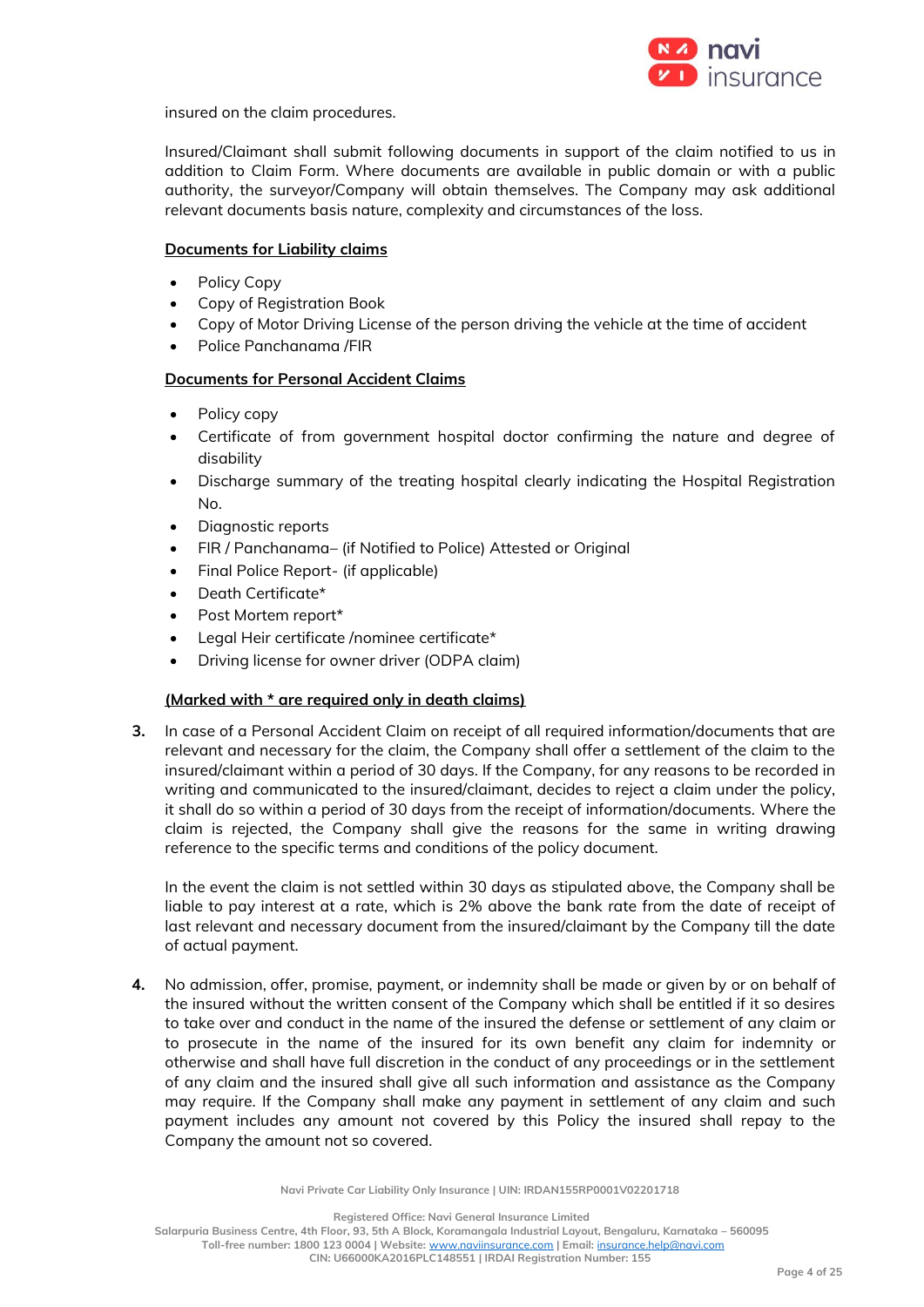insured on the claim procedures.

Insured/Claimant shall submit following documents in support of the claim notified to us in addition to Claim Form. Where documents are available in public domain or with a public authority, the surveyor/Company will obtain themselves. The Company may ask additional relevant documents basis nature, complexity and circumstances of the loss.

**Documents for Liability claims**

- Policy Copy
- Copy of Registration Book
- Copy of Motor Driving License of the person driving the vehicle at the time of accident
- Police Panchanama /FIR

**Documents for Personal Accident Claims**

- Policy copy
- Certificate of from government hospital doctor confirming the nature and degree of disability
- Discharge summary of the treating hospital clearly indicating the Hospital Registration No.
- Diagnostic reports
- FIR / Panchanama– (if Notified to Police) Attested or Original
- Final Police Report- (if applicable)
- Death Certificate*
- Post Mortem report*
- Legal Heir certificate /nominee certificate*
- Driving license for owner driver (ODPA claim)

**(Marked with * are required only in death claims)**

3. In case of a Personal Accident Claim on receipt of all required information/documents that are relevant and necessary for the claim, the Company shall offer a settlement of the claim to the insured/claimant within a period of 30 days. If the Company, for any reasons to be recorded in writing and communicated to the insured/claimant, decides to reject a claim under the policy, it shall do so within a period of 30 days from the receipt of information/documents. Where the claim is rejected, the Company shall give the reasons for the same in writing drawing reference to the specific terms and conditions of the policy document.

   In the event the claim is not settled within 30 days as stipulated above, the Company shall be liable to pay interest at a rate, which is 2% above the bank rate from the date of receipt of last relevant and necessary document from the insured/claimant by the Company till the date of actual payment.

4. No admission, offer, promise, payment, or indemnity shall be made or given by or on behalf of the insured without the written consent of the Company which shall be entitled if it so desires to take over and conduct in the name of the insured the defense or settlement of any claim or to prosecute in the name of the insured for its own benefit any claim for indemnity or otherwise and shall have full discretion in the conduct of any proceedings or in the settlement of any claim and the insured shall give all such information and assistance as the Company may require. If the Company shall make any payment in settlement of any claim and such payment includes any amount not covered by this Policy the insured shall repay to the Company the amount not so covered.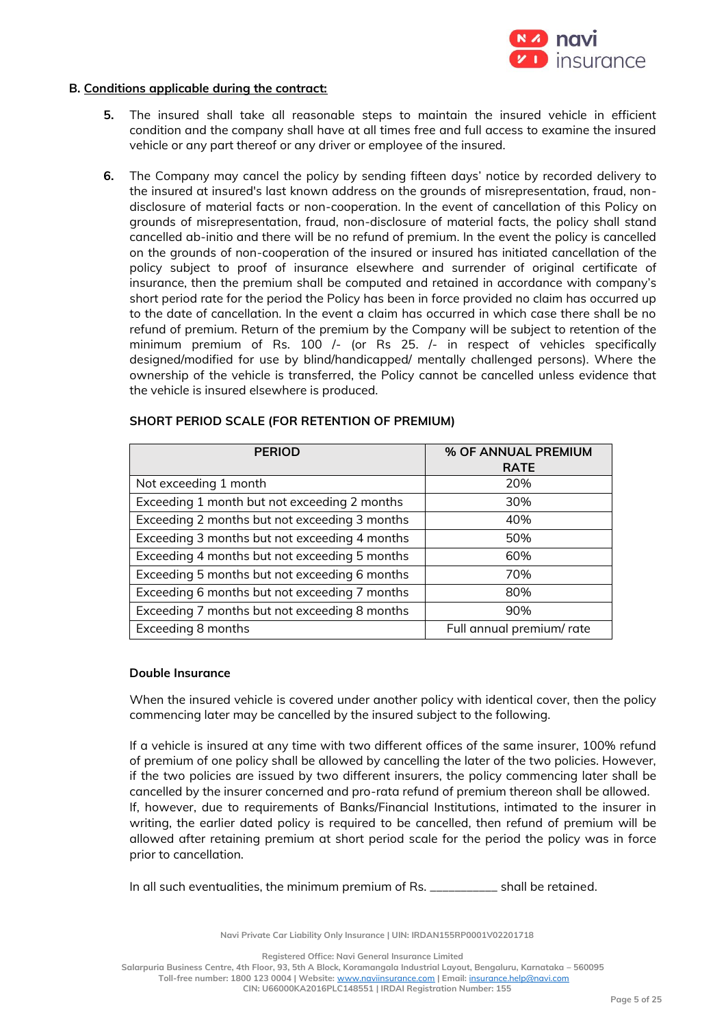### B. Conditions applicable during the contract:

5. The insured shall take all reasonable steps to maintain the insured vehicle in efficient condition and the company shall have at all times free and full access to examine the insured vehicle or any part thereof or any driver or employee of the insured.

6. The Company may cancel the policy by sending fifteen days' notice by recorded delivery to the insured at insured's last known address on the grounds of misrepresentation, fraud, non-disclosure of material facts or non-cooperation. In the event of cancellation of this Policy on grounds of misrepresentation, fraud, non-disclosure of material facts, the policy shall stand cancelled ab-initio and there will be no refund of premium. In the event the policy is cancelled on the grounds of non-cooperation of the insured or insured has initiated cancellation of the policy subject to proof of insurance elsewhere and surrender of original certificate of insurance, then the premium shall be computed and retained in accordance with company's short period rate for the period the Policy has been in force provided no claim has occurred up to the date of cancellation. In the event a claim has occurred in which case there shall be no refund of premium. Return of the premium by the Company will be subject to retention of the minimum premium of Rs. 100 /- (or Rs 25. /- in respect of vehicles specifically designed/modified for use by blind/handicapped/ mentally challenged persons). Where the ownership of the vehicle is transferred, the Policy cannot be cancelled unless evidence that the vehicle is insured elsewhere is produced.

**SHORT PERIOD SCALE (FOR RETENTION OF PREMIUM)**

| PERIOD | % OF ANNUAL PREMIUM RATE |
|---|---|
| Not exceeding 1 month | 20% |
| Exceeding 1 month but not exceeding 2 months | 30% |
| Exceeding 2 months but not exceeding 3 months | 40% |
| Exceeding 3 months but not exceeding 4 months | 50% |
| Exceeding 4 months but not exceeding 5 months | 60% |
| Exceeding 5 months but not exceeding 6 months | 70% |
| Exceeding 6 months but not exceeding 7 months | 80% |
| Exceeding 7 months but not exceeding 8 months | 90% |
| Exceeding 8 months | Full annual premium/ rate |

**Double Insurance**

When the insured vehicle is covered under another policy with identical cover, then the policy commencing later may be cancelled by the insured subject to the following.

If a vehicle is insured at any time with two different offices of the same insurer, 100% refund of premium of one policy shall be allowed by cancelling the later of the two policies. However, if the two policies are issued by two different insurers, the policy commencing later shall be cancelled by the insurer concerned and pro-rata refund of premium thereon shall be allowed. If, however, due to requirements of Banks/Financial Institutions, intimated to the insurer in writing, the earlier dated policy is required to be cancelled, then refund of premium will be allowed after retaining premium at short period scale for the period the policy was in force prior to cancellation.

In all such eventualities, the minimum premium of Rs. __________ shall be retained.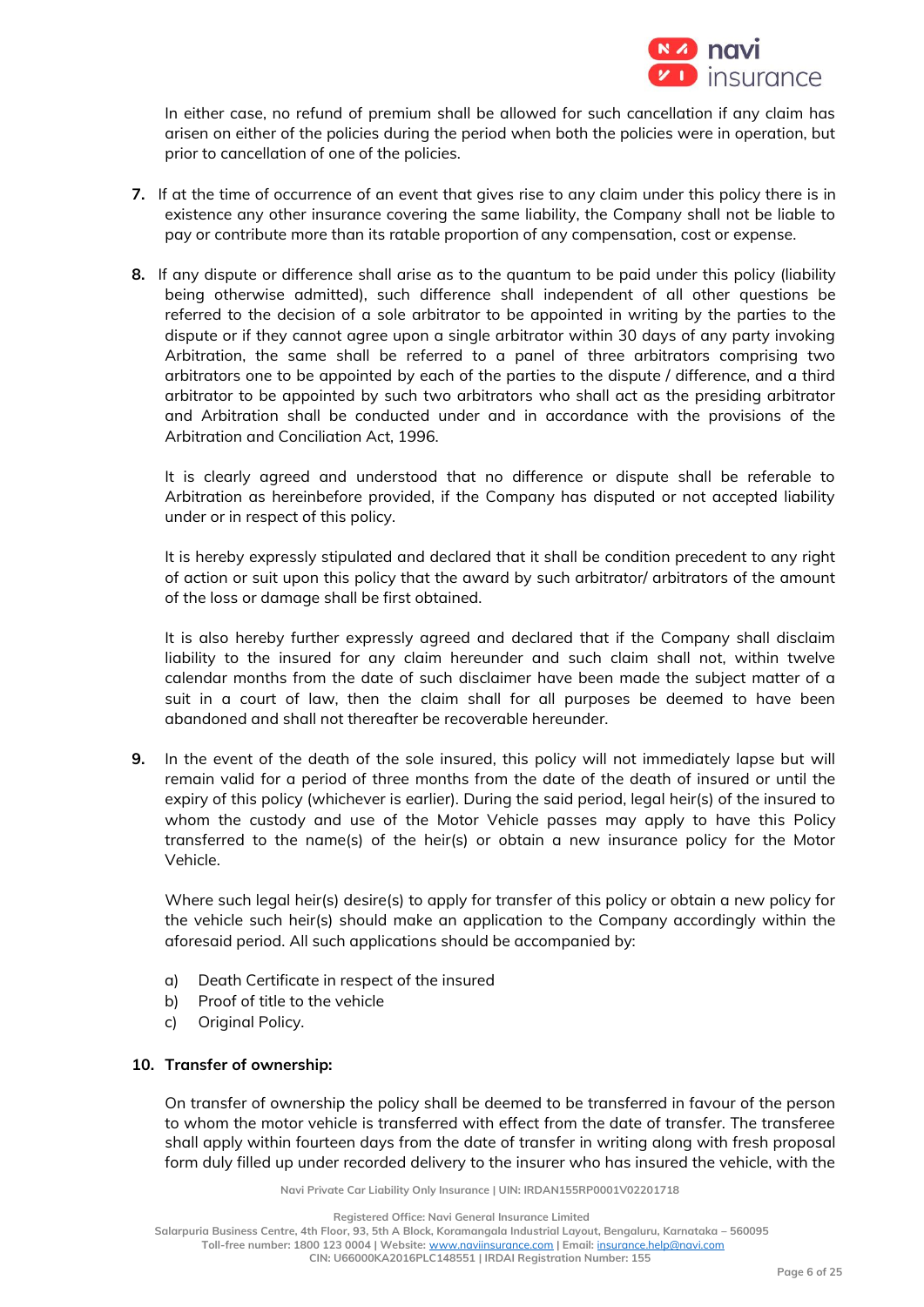In either case, no refund of premium shall be allowed for such cancellation if any claim has arisen on either of the policies during the period when both the policies were in operation, but prior to cancellation of one of the policies.

**7.** If at the time of occurrence of an event that gives rise to any claim under this policy there is in existence any other insurance covering the same liability, the Company shall not be liable to pay or contribute more than its ratable proportion of any compensation, cost or expense.

**8.** If any dispute or difference shall arise as to the quantum to be paid under this policy (liability being otherwise admitted), such difference shall independent of all other questions be referred to the decision of a sole arbitrator to be appointed in writing by the parties to the dispute or if they cannot agree upon a single arbitrator within 30 days of any party invoking Arbitration, the same shall be referred to a panel of three arbitrators comprising two arbitrators one to be appointed by each of the parties to the dispute / difference, and a third arbitrator to be appointed by such two arbitrators who shall act as the presiding arbitrator and Arbitration shall be conducted under and in accordance with the provisions of the Arbitration and Conciliation Act, 1996.

It is clearly agreed and understood that no difference or dispute shall be referable to Arbitration as hereinbefore provided, if the Company has disputed or not accepted liability under or in respect of this policy.

It is hereby expressly stipulated and declared that it shall be condition precedent to any right of action or suit upon this policy that the award by such arbitrator/ arbitrators of the amount of the loss or damage shall be first obtained.

It is also hereby further expressly agreed and declared that if the Company shall disclaim liability to the insured for any claim hereunder and such claim shall not, within twelve calendar months from the date of such disclaimer have been made the subject matter of a suit in a court of law, then the claim shall for all purposes be deemed to have been abandoned and shall not thereafter be recoverable hereunder.

**9.** In the event of the death of the sole insured, this policy will not immediately lapse but will remain valid for a period of three months from the date of the death of insured or until the expiry of this policy (whichever is earlier). During the said period, legal heir(s) of the insured to whom the custody and use of the Motor Vehicle passes may apply to have this Policy transferred to the name(s) of the heir(s) or obtain a new insurance policy for the Motor Vehicle.

Where such legal heir(s) desire(s) to apply for transfer of this policy or obtain a new policy for the vehicle such heir(s) should make an application to the Company accordingly within the aforesaid period. All such applications should be accompanied by:

a) Death Certificate in respect of the insured
b) Proof of title to the vehicle
c) Original Policy.

**10. Transfer of ownership:**

On transfer of ownership the policy shall be deemed to be transferred in favour of the person to whom the motor vehicle is transferred with effect from the date of transfer. The transferee shall apply within fourteen days from the date of transfer in writing along with fresh proposal form duly filled up under recorded delivery to the insurer who has insured the vehicle, with the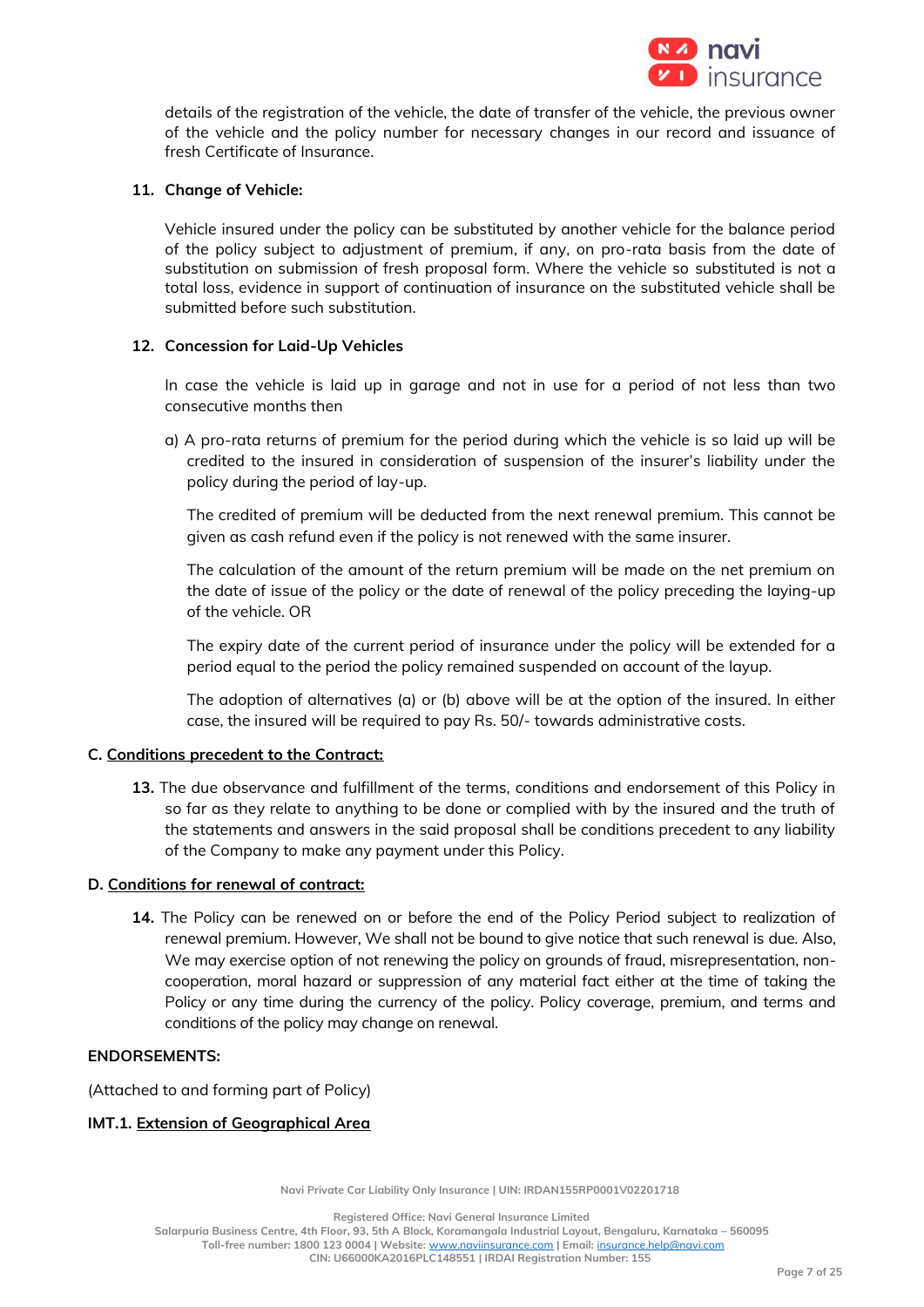details of the registration of the vehicle, the date of transfer of the vehicle, the previous owner of the vehicle and the policy number for necessary changes in our record and issuance of fresh Certificate of Insurance.

**11. Change of Vehicle:**

Vehicle insured under the policy can be substituted by another vehicle for the balance period of the policy subject to adjustment of premium, if any, on pro-rata basis from the date of substitution on submission of fresh proposal form. Where the vehicle so substituted is not a total loss, evidence in support of continuation of insurance on the substituted vehicle shall be submitted before such substitution.

**12. Concession for Laid-Up Vehicles**

In case the vehicle is laid up in garage and not in use for a period of not less than two consecutive months then

a) A pro-rata returns of premium for the period during which the vehicle is so laid up will be credited to the insured in consideration of suspension of the insurer's liability under the policy during the period of lay-up.

The credited of premium will be deducted from the next renewal premium. This cannot be given as cash refund even if the policy is not renewed with the same insurer.

The calculation of the amount of the return premium will be made on the net premium on the date of issue of the policy or the date of renewal of the policy preceding the laying-up of the vehicle. OR

The expiry date of the current period of insurance under the policy will be extended for a period equal to the period the policy remained suspended on account of the layup.

The adoption of alternatives (a) or (b) above will be at the option of the insured. In either case, the insured will be required to pay Rs. 50/- towards administrative costs.

**C. Conditions precedent to the Contract:**

**13.** The due observance and fulfillment of the terms, conditions and endorsement of this Policy in so far as they relate to anything to be done or complied with by the insured and the truth of the statements and answers in the said proposal shall be conditions precedent to any liability of the Company to make any payment under this Policy.

**D. Conditions for renewal of contract:**

**14.** The Policy can be renewed on or before the end of the Policy Period subject to realization of renewal premium. However, We shall not be bound to give notice that such renewal is due. Also, We may exercise option of not renewing the policy on grounds of fraud, misrepresentation, non-cooperation, moral hazard or suppression of any material fact either at the time of taking the Policy or any time during the currency of the policy. Policy coverage, premium, and terms and conditions of the policy may change on renewal.

**ENDORSEMENTS:**

(Attached to and forming part of Policy)

**IMT.1. Extension of Geographical Area**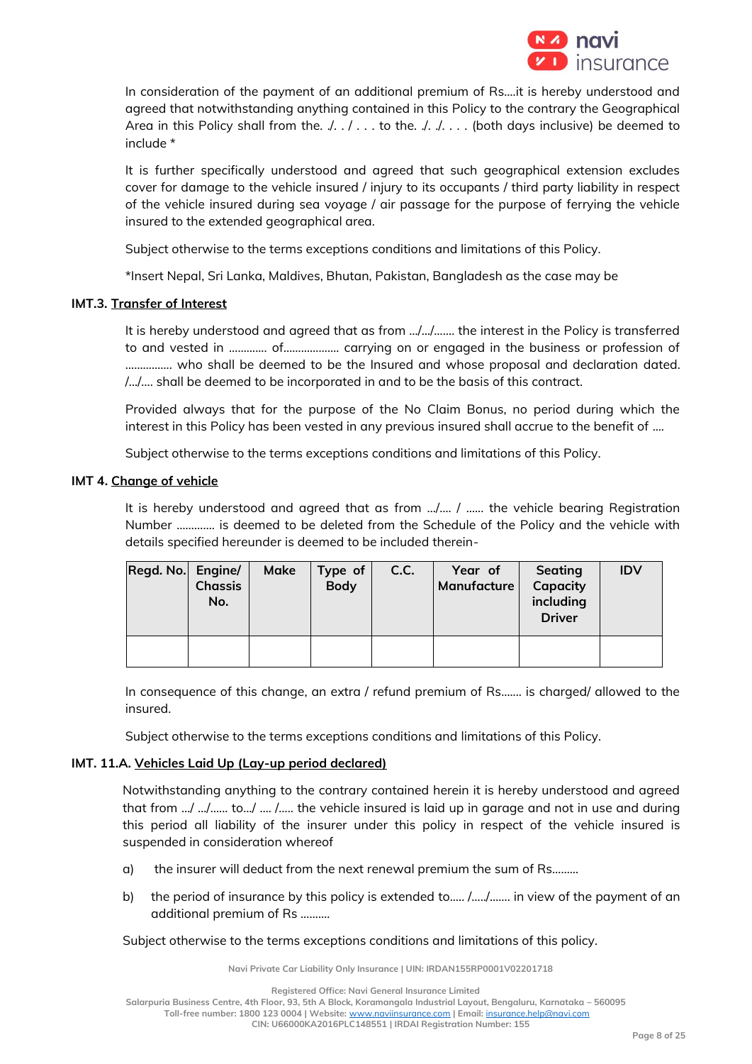In consideration of the payment of an additional premium of Rs....it is hereby understood and agreed that notwithstanding anything contained in this Policy to the contrary the Geographical Area in this Policy shall from the. ./. . / . . . to the. ./. ./. . . . (both days inclusive) be deemed to include *

It is further specifically understood and agreed that such geographical extension excludes cover for damage to the vehicle insured / injury to its occupants / third party liability in respect of the vehicle insured during sea voyage / air passage for the purpose of ferrying the vehicle insured to the extended geographical area.

Subject otherwise to the terms exceptions conditions and limitations of this Policy.

*Insert Nepal, Sri Lanka, Maldives, Bhutan, Pakistan, Bangladesh as the case may be

**IMT.3. Transfer of Interest**

It is hereby understood and agreed that as from .../.../....... the interest in the Policy is transferred to and vested in ............ of.................. carrying on or engaged in the business or profession of ................ who shall be deemed to be the Insured and whose proposal and declaration dated. /.../.... shall be deemed to be incorporated in and to be the basis of this contract.

Provided always that for the purpose of the No Claim Bonus, no period during which the interest in this Policy has been vested in any previous insured shall accrue to the benefit of ....

Subject otherwise to the terms exceptions conditions and limitations of this Policy.

**IMT 4. Change of vehicle**

It is hereby understood and agreed that as from .../.... / ...... the vehicle bearing Registration Number ............ is deemed to be deleted from the Schedule of the Policy and the vehicle with details specified hereunder is deemed to be included therein-

| Regd. No. | Engine/ Chassis No. | Make | Type of Body | C.C. | Year of Manufacture | Seating Capacity including Driver | IDV |
|---|---|---|---|---|---|---|---|
| | | | | | | | |

In consequence of this change, an extra / refund premium of Rs....... is charged/ allowed to the insured.

Subject otherwise to the terms exceptions conditions and limitations of this Policy.

**IMT. 11.A. Vehicles Laid Up (Lay-up period declared)**

Notwithstanding anything to the contrary contained herein it is hereby understood and agreed that from .../ .../...... to.../ .... /..... the vehicle insured is laid up in garage and not in use and during this period all liability of the insurer under this policy in respect of the vehicle insured is suspended in consideration whereof

a) the insurer will deduct from the next renewal premium the sum of Rs.........

b) the period of insurance by this policy is extended to..... /...../....... in view of the payment of an additional premium of Rs ..........

Subject otherwise to the terms exceptions conditions and limitations of this policy.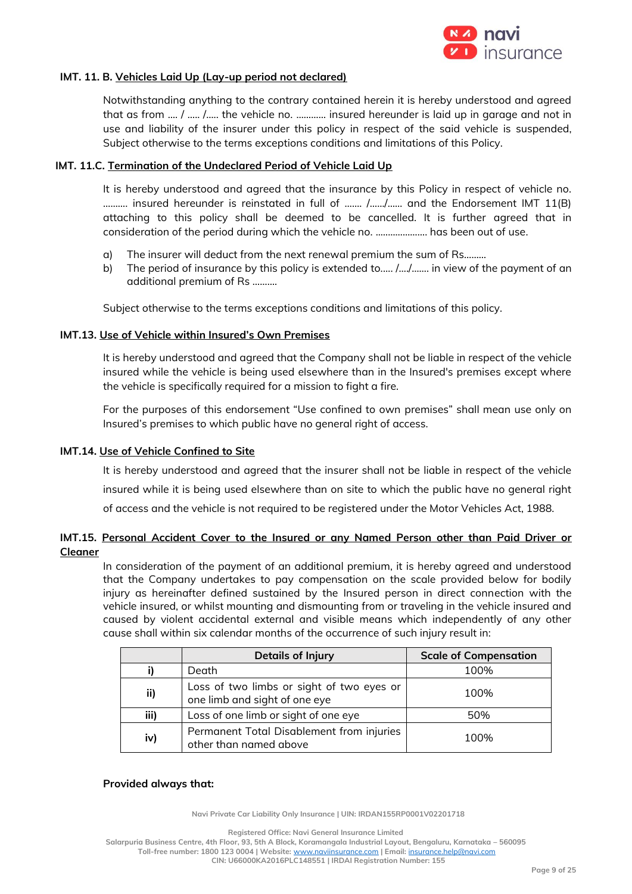**IMT. 11. B.** **Vehicles Laid Up (Lay-up period not declared)**

Notwithstanding anything to the contrary contained herein it is hereby understood and agreed that as from .... / ..... /..... the vehicle no. ............ insured hereunder is laid up in garage and not in use and liability of the insurer under this policy in respect of the said vehicle is suspended, Subject otherwise to the terms exceptions conditions and limitations of this Policy.

**IMT. 11.C.** **Termination of the Undeclared Period of Vehicle Laid Up**

It is hereby understood and agreed that the insurance by this Policy in respect of vehicle no. .......... insured hereunder is reinstated in full of ....... /....../...... and the Endorsement IMT 11(B) attaching to this policy shall be deemed to be cancelled. It is further agreed that in consideration of the period during which the vehicle no. ..................... has been out of use.

a) The insurer will deduct from the next renewal premium the sum of Rs.........
b) The period of insurance by this policy is extended to..... /..../....... in view of the payment of an additional premium of Rs ..........

Subject otherwise to the terms exceptions conditions and limitations of this policy.

**IMT.13.** **Use of Vehicle within Insured's Own Premises**

It is hereby understood and agreed that the Company shall not be liable in respect of the vehicle insured while the vehicle is being used elsewhere than in the Insured's premises except where the vehicle is specifically required for a mission to fight a fire.

For the purposes of this endorsement "Use confined to own premises" shall mean use only on Insured's premises to which public have no general right of access.

**IMT.14.** **Use of Vehicle Confined to Site**

It is hereby understood and agreed that the insurer shall not be liable in respect of the vehicle insured while it is being used elsewhere than on site to which the public have no general right of access and the vehicle is not required to be registered under the Motor Vehicles Act, 1988.

**IMT.15.** **Personal Accident Cover to the Insured or any Named Person other than Paid Driver or Cleaner**

In consideration of the payment of an additional premium, it is hereby agreed and understood that the Company undertakes to pay compensation on the scale provided below for bodily injury as hereinafter defined sustained by the Insured person in direct connection with the vehicle insured, or whilst mounting and dismounting from or traveling in the vehicle insured and caused by violent accidental external and visible means which independently of any other cause shall within six calendar months of the occurrence of such injury result in:

| | Details of Injury | Scale of Compensation |
|---|---|---|
| i) | Death | 100% |
| ii) | Loss of two limbs or sight of two eyes or one limb and sight of one eye | 100% |
| iii) | Loss of one limb or sight of one eye | 50% |
| iv) | Permanent Total Disablement from injuries other than named above | 100% |

**Provided always that:**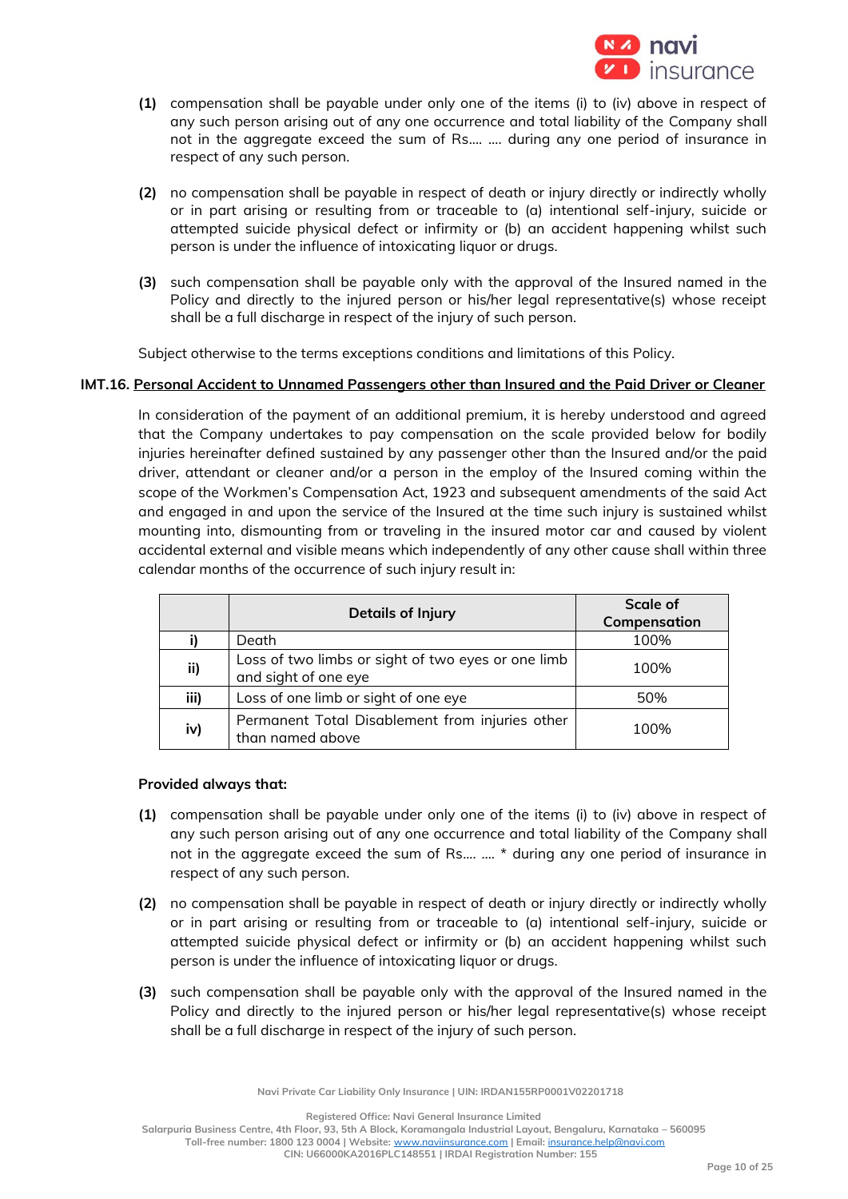**(1)** compensation shall be payable under only one of the items (i) to (iv) above in respect of any such person arising out of any one occurrence and total liability of the Company shall not in the aggregate exceed the sum of Rs.... .... during any one period of insurance in respect of any such person.

**(2)** no compensation shall be payable in respect of death or injury directly or indirectly wholly or in part arising or resulting from or traceable to (a) intentional self-injury, suicide or attempted suicide physical defect or infirmity or (b) an accident happening whilst such person is under the influence of intoxicating liquor or drugs.

**(3)** such compensation shall be payable only with the approval of the Insured named in the Policy and directly to the injured person or his/her legal representative(s) whose receipt shall be a full discharge in respect of the injury of such person.

Subject otherwise to the terms exceptions conditions and limitations of this Policy.

### IMT.16. Personal Accident to Unnamed Passengers other than Insured and the Paid Driver or Cleaner

In consideration of the payment of an additional premium, it is hereby understood and agreed that the Company undertakes to pay compensation on the scale provided below for bodily injuries hereinafter defined sustained by any passenger other than the Insured and/or the paid driver, attendant or cleaner and/or a person in the employ of the Insured coming within the scope of the Workmen's Compensation Act, 1923 and subsequent amendments of the said Act and engaged in and upon the service of the Insured at the time such injury is sustained whilst mounting into, dismounting from or traveling in the insured motor car and caused by violent accidental external and visible means which independently of any other cause shall within three calendar months of the occurrence of such injury result in:

| | Details of Injury | Scale of Compensation |
|---|---|---|
| i) | Death | 100% |
| ii) | Loss of two limbs or sight of two eyes or one limb and sight of one eye | 100% |
| iii) | Loss of one limb or sight of one eye | 50% |
| iv) | Permanent Total Disablement from injuries other than named above | 100% |

**Provided always that:**

**(1)** compensation shall be payable under only one of the items (i) to (iv) above in respect of any such person arising out of any one occurrence and total liability of the Company shall not in the aggregate exceed the sum of Rs.... .... * during any one period of insurance in respect of any such person.

**(2)** no compensation shall be payable in respect of death or injury directly or indirectly wholly or in part arising or resulting from or traceable to (a) intentional self-injury, suicide or attempted suicide physical defect or infirmity or (b) an accident happening whilst such person is under the influence of intoxicating liquor or drugs.

**(3)** such compensation shall be payable only with the approval of the Insured named in the Policy and directly to the injured person or his/her legal representative(s) whose receipt shall be a full discharge in respect of the injury of such person.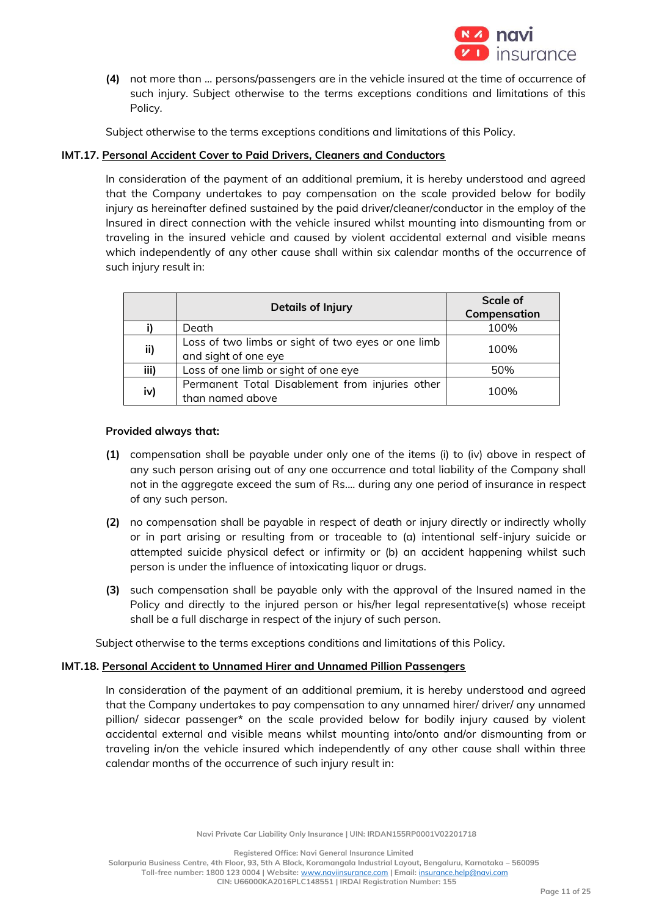**(4)** not more than ... persons/passengers are in the vehicle insured at the time of occurrence of such injury. Subject otherwise to the terms exceptions conditions and limitations of this Policy.

Subject otherwise to the terms exceptions conditions and limitations of this Policy.

**IMT.17. Personal Accident Cover to Paid Drivers, Cleaners and Conductors**

In consideration of the payment of an additional premium, it is hereby understood and agreed that the Company undertakes to pay compensation on the scale provided below for bodily injury as hereinafter defined sustained by the paid driver/cleaner/conductor in the employ of the Insured in direct connection with the vehicle insured whilst mounting into dismounting from or traveling in the insured vehicle and caused by violent accidental external and visible means which independently of any other cause shall within six calendar months of the occurrence of such injury result in:

| | Details of Injury | Scale of Compensation |
|---|---|---|
| i) | Death | 100% |
| ii) | Loss of two limbs or sight of two eyes or one limb and sight of one eye | 100% |
| iii) | Loss of one limb or sight of one eye | 50% |
| iv) | Permanent Total Disablement from injuries other than named above | 100% |

**Provided always that:**

**(1)** compensation shall be payable under only one of the items (i) to (iv) above in respect of any such person arising out of any one occurrence and total liability of the Company shall not in the aggregate exceed the sum of Rs.... during any one period of insurance in respect of any such person.

**(2)** no compensation shall be payable in respect of death or injury directly or indirectly wholly or in part arising or resulting from or traceable to (a) intentional self-injury suicide or attempted suicide physical defect or infirmity or (b) an accident happening whilst such person is under the influence of intoxicating liquor or drugs.

**(3)** such compensation shall be payable only with the approval of the Insured named in the Policy and directly to the injured person or his/her legal representative(s) whose receipt shall be a full discharge in respect of the injury of such person.

Subject otherwise to the terms exceptions conditions and limitations of this Policy.

**IMT.18. Personal Accident to Unnamed Hirer and Unnamed Pillion Passengers**

In consideration of the payment of an additional premium, it is hereby understood and agreed that the Company undertakes to pay compensation to any unnamed hirer/ driver/ any unnamed pillion/ sidecar passenger* on the scale provided below for bodily injury caused by violent accidental external and visible means whilst mounting into/onto and/or dismounting from or traveling in/on the vehicle insured which independently of any other cause shall within three calendar months of the occurrence of such injury result in: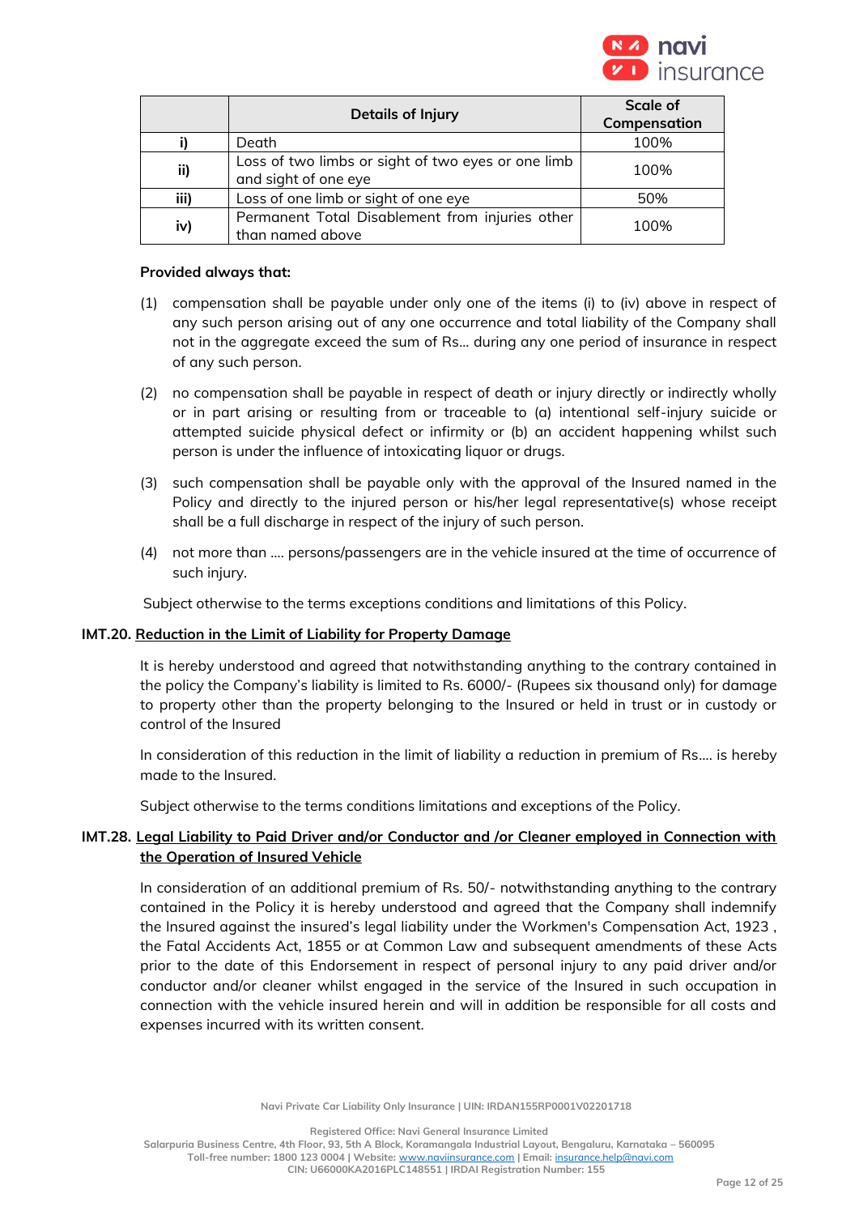| | Details of Injury | Scale of Compensation |
|---|---|---|
| **i)** | Death | 100% |
| **ii)** | Loss of two limbs or sight of two eyes or one limb and sight of one eye | 100% |
| **iii)** | Loss of one limb or sight of one eye | 50% |
| **iv)** | Permanent Total Disablement from injuries other than named above | 100% |

**Provided always that:**

(1) compensation shall be payable under only one of the items (i) to (iv) above in respect of any such person arising out of any one occurrence and total liability of the Company shall not in the aggregate exceed the sum of Rs... during any one period of insurance in respect of any such person.

(2) no compensation shall be payable in respect of death or injury directly or indirectly wholly or in part arising or resulting from or traceable to (a) intentional self-injury suicide or attempted suicide physical defect or infirmity or (b) an accident happening whilst such person is under the influence of intoxicating liquor or drugs.

(3) such compensation shall be payable only with the approval of the Insured named in the Policy and directly to the injured person or his/her legal representative(s) whose receipt shall be a full discharge in respect of the injury of such person.

(4) not more than .... persons/passengers are in the vehicle insured at the time of occurrence of such injury.

Subject otherwise to the terms exceptions conditions and limitations of this Policy.

**IMT.20. Reduction in the Limit of Liability for Property Damage**

It is hereby understood and agreed that notwithstanding anything to the contrary contained in the policy the Company's liability is limited to Rs. 6000/- (Rupees six thousand only) for damage to property other than the property belonging to the Insured or held in trust or in custody or control of the Insured

In consideration of this reduction in the limit of liability a reduction in premium of Rs.... is hereby made to the Insured.

Subject otherwise to the terms conditions limitations and exceptions of the Policy.

**IMT.28. Legal Liability to Paid Driver and/or Conductor and /or Cleaner employed in Connection with the Operation of Insured Vehicle**

In consideration of an additional premium of Rs. 50/- notwithstanding anything to the contrary contained in the Policy it is hereby understood and agreed that the Company shall indemnify the Insured against the insured's legal liability under the Workmen's Compensation Act, 1923 , the Fatal Accidents Act, 1855 or at Common Law and subsequent amendments of these Acts prior to the date of this Endorsement in respect of personal injury to any paid driver and/or conductor and/or cleaner whilst engaged in the service of the Insured in such occupation in connection with the vehicle insured herein and will in addition be responsible for all costs and expenses incurred with its written consent.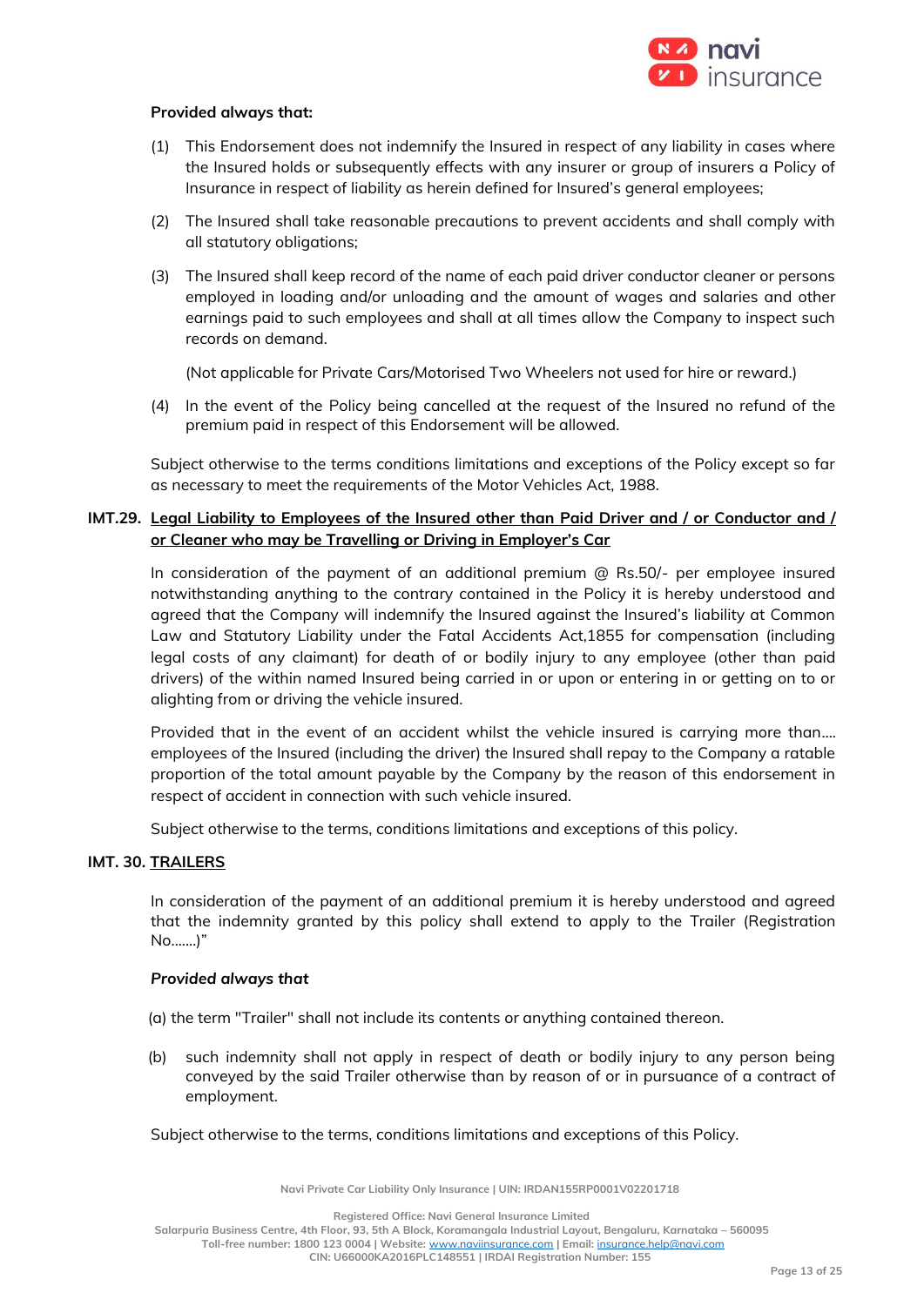**Provided always that:**

(1) This Endorsement does not indemnify the Insured in respect of any liability in cases where the Insured holds or subsequently effects with any insurer or group of insurers a Policy of Insurance in respect of liability as herein defined for Insured's general employees;

(2) The Insured shall take reasonable precautions to prevent accidents and shall comply with all statutory obligations;

(3) The Insured shall keep record of the name of each paid driver conductor cleaner or persons employed in loading and/or unloading and the amount of wages and salaries and other earnings paid to such employees and shall at all times allow the Company to inspect such records on demand.

(Not applicable for Private Cars/Motorised Two Wheelers not used for hire or reward.)

(4) In the event of the Policy being cancelled at the request of the Insured no refund of the premium paid in respect of this Endorsement will be allowed.

Subject otherwise to the terms conditions limitations and exceptions of the Policy except so far as necessary to meet the requirements of the Motor Vehicles Act, 1988.

**IMT.29. Legal Liability to Employees of the Insured other than Paid Driver and / or Conductor and / or Cleaner who may be Travelling or Driving in Employer's Car**

In consideration of the payment of an additional premium @ Rs.50/- per employee insured notwithstanding anything to the contrary contained in the Policy it is hereby understood and agreed that the Company will indemnify the Insured against the Insured's liability at Common Law and Statutory Liability under the Fatal Accidents Act,1855 for compensation (including legal costs of any claimant) for death of or bodily injury to any employee (other than paid drivers) of the within named Insured being carried in or upon or entering in or getting on to or alighting from or driving the vehicle insured.

Provided that in the event of an accident whilst the vehicle insured is carrying more than.... employees of the Insured (including the driver) the Insured shall repay to the Company a ratable proportion of the total amount payable by the Company by the reason of this endorsement in respect of accident in connection with such vehicle insured.

Subject otherwise to the terms, conditions limitations and exceptions of this policy.

**IMT. 30. TRAILERS**

In consideration of the payment of an additional premium it is hereby understood and agreed that the indemnity granted by this policy shall extend to apply to the Trailer (Registration No.......)"

***Provided always that***

(a) the term "Trailer" shall not include its contents or anything contained thereon.

(b) such indemnity shall not apply in respect of death or bodily injury to any person being conveyed by the said Trailer otherwise than by reason of or in pursuance of a contract of employment.

Subject otherwise to the terms, conditions limitations and exceptions of this Policy.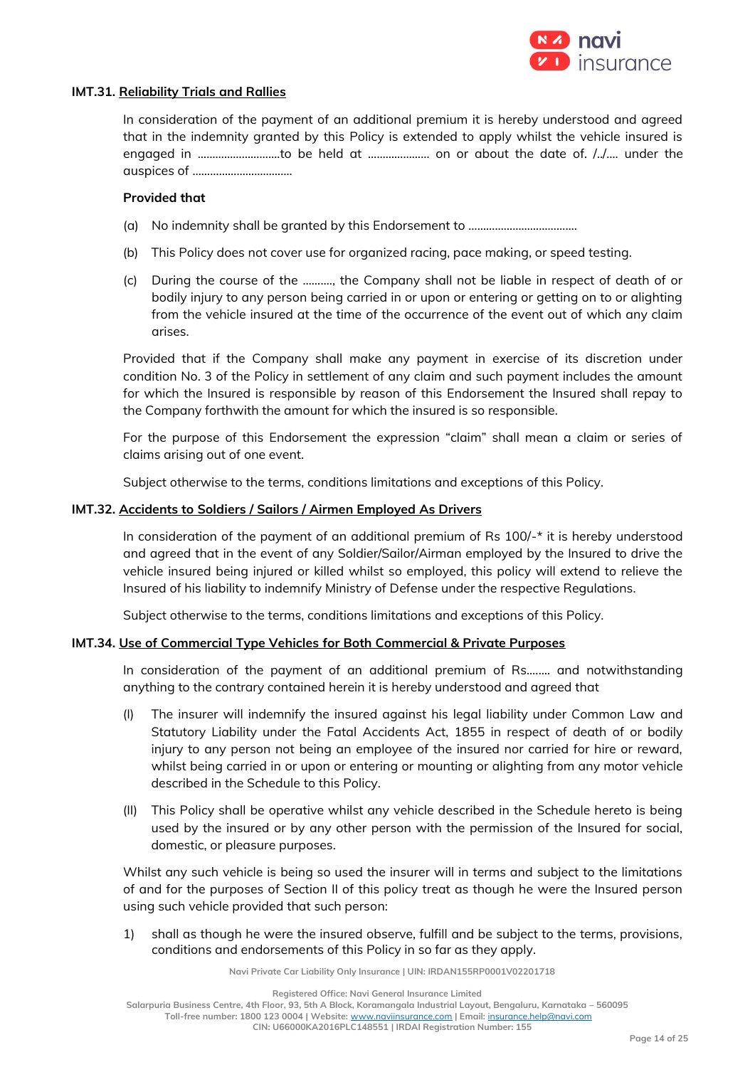**IMT.31. Reliability Trials and Rallies**

In consideration of the payment of an additional premium it is hereby understood and agreed that in the indemnity granted by this Policy is extended to apply whilst the vehicle insured is engaged in ……………………….to be held at ………………… on or about the date of. /../…. under the auspices of ……………………………

**Provided that**

(a) No indemnity shall be granted by this Endorsement to ………………………………

(b) This Policy does not cover use for organized racing, pace making, or speed testing.

(c) During the course of the ………, the Company shall not be liable in respect of death of or bodily injury to any person being carried in or upon or entering or getting on to or alighting from the vehicle insured at the time of the occurrence of the event out of which any claim arises.

Provided that if the Company shall make any payment in exercise of its discretion under condition No. 3 of the Policy in settlement of any claim and such payment includes the amount for which the Insured is responsible by reason of this Endorsement the Insured shall repay to the Company forthwith the amount for which the insured is so responsible.

For the purpose of this Endorsement the expression "claim" shall mean a claim or series of claims arising out of one event.

Subject otherwise to the terms, conditions limitations and exceptions of this Policy.

**IMT.32. Accidents to Soldiers / Sailors / Airmen Employed As Drivers**

In consideration of the payment of an additional premium of Rs 100/-* it is hereby understood and agreed that in the event of any Soldier/Sailor/Airman employed by the Insured to drive the vehicle insured being injured or killed whilst so employed, this policy will extend to relieve the Insured of his liability to indemnify Ministry of Defense under the respective Regulations.

Subject otherwise to the terms, conditions limitations and exceptions of this Policy.

**IMT.34. Use of Commercial Type Vehicles for Both Commercial & Private Purposes**

In consideration of the payment of an additional premium of Rs…….. and notwithstanding anything to the contrary contained herein it is hereby understood and agreed that

(I) The insurer will indemnify the insured against his legal liability under Common Law and Statutory Liability under the Fatal Accidents Act, 1855 in respect of death of or bodily injury to any person not being an employee of the insured nor carried for hire or reward, whilst being carried in or upon or entering or mounting or alighting from any motor vehicle described in the Schedule to this Policy.

(II) This Policy shall be operative whilst any vehicle described in the Schedule hereto is being used by the insured or by any other person with the permission of the Insured for social, domestic, or pleasure purposes.

Whilst any such vehicle is being so used the insurer will in terms and subject to the limitations of and for the purposes of Section II of this policy treat as though he were the Insured person using such vehicle provided that such person:

1) shall as though he were the insured observe, fulfill and be subject to the terms, provisions, conditions and endorsements of this Policy in so far as they apply.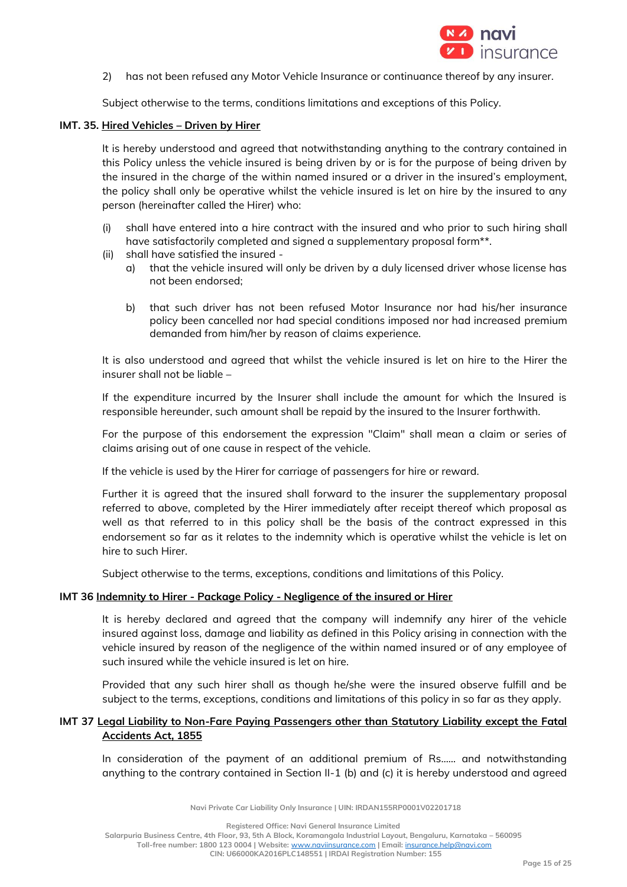2) has not been refused any Motor Vehicle Insurance or continuance thereof by any insurer.

Subject otherwise to the terms, conditions limitations and exceptions of this Policy.

**IMT. 35. Hired Vehicles – Driven by Hirer**

It is hereby understood and agreed that notwithstanding anything to the contrary contained in this Policy unless the vehicle insured is being driven by or is for the purpose of being driven by the insured in the charge of the within named insured or a driver in the insured's employment, the policy shall only be operative whilst the vehicle insured is let on hire by the insured to any person (hereinafter called the Hirer) who:

(i) shall have entered into a hire contract with the insured and who prior to such hiring shall have satisfactorily completed and signed a supplementary proposal form**.

(ii) shall have satisfied the insured -

   a) that the vehicle insured will only be driven by a duly licensed driver whose license has not been endorsed;

   b) that such driver has not been refused Motor Insurance nor had his/her insurance policy been cancelled nor had special conditions imposed nor had increased premium demanded from him/her by reason of claims experience.

It is also understood and agreed that whilst the vehicle insured is let on hire to the Hirer the insurer shall not be liable –

If the expenditure incurred by the Insurer shall include the amount for which the Insured is responsible hereunder, such amount shall be repaid by the insured to the Insurer forthwith.

For the purpose of this endorsement the expression "Claim" shall mean a claim or series of claims arising out of one cause in respect of the vehicle.

If the vehicle is used by the Hirer for carriage of passengers for hire or reward.

Further it is agreed that the insured shall forward to the insurer the supplementary proposal referred to above, completed by the Hirer immediately after receipt thereof which proposal as well as that referred to in this policy shall be the basis of the contract expressed in this endorsement so far as it relates to the indemnity which is operative whilst the vehicle is let on hire to such Hirer.

Subject otherwise to the terms, exceptions, conditions and limitations of this Policy.

**IMT 36 Indemnity to Hirer - Package Policy - Negligence of the insured or Hirer**

It is hereby declared and agreed that the company will indemnify any hirer of the vehicle insured against loss, damage and liability as defined in this Policy arising in connection with the vehicle insured by reason of the negligence of the within named insured or of any employee of such insured while the vehicle insured is let on hire.

Provided that any such hirer shall as though he/she were the insured observe fulfill and be subject to the terms, exceptions, conditions and limitations of this policy in so far as they apply.

**IMT 37 Legal Liability to Non-Fare Paying Passengers other than Statutory Liability except the Fatal Accidents Act, 1855**

In consideration of the payment of an additional premium of Rs...... and notwithstanding anything to the contrary contained in Section II-1 (b) and (c) it is hereby understood and agreed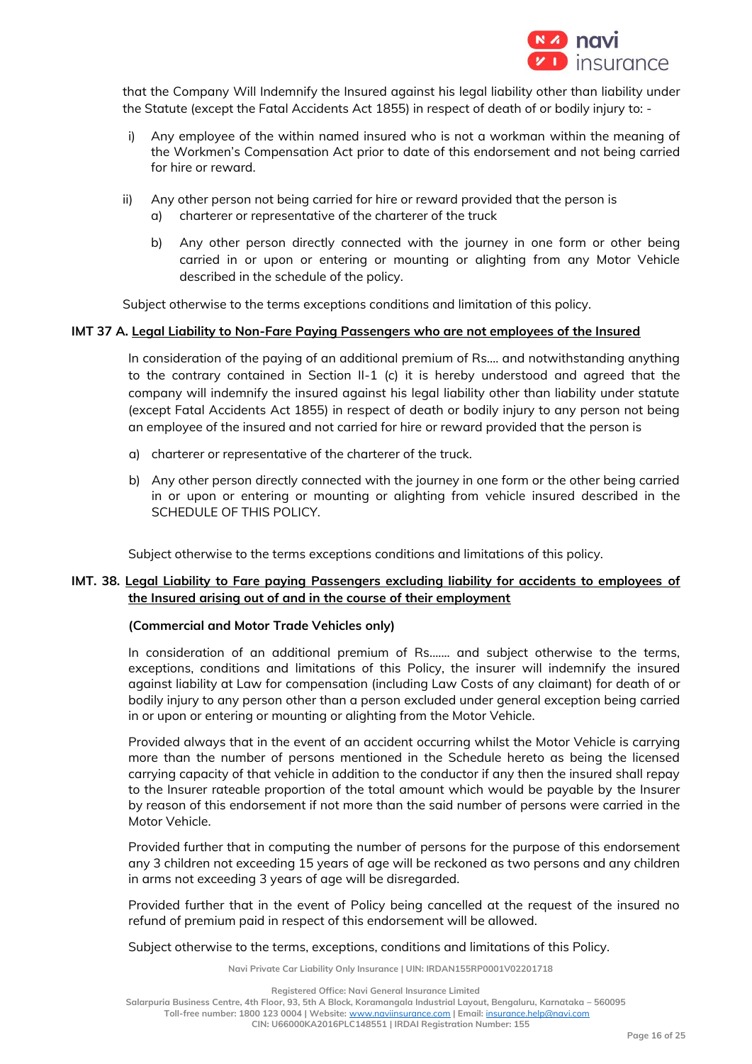that the Company Will Indemnify the Insured against his legal liability other than liability under the Statute (except the Fatal Accidents Act 1855) in respect of death of or bodily injury to: -

i) Any employee of the within named insured who is not a workman within the meaning of the Workmen's Compensation Act prior to date of this endorsement and not being carried for hire or reward.

ii) Any other person not being carried for hire or reward provided that the person is
   a) charterer or representative of the charterer of the truck

   b) Any other person directly connected with the journey in one form or other being carried in or upon or entering or mounting or alighting from any Motor Vehicle described in the schedule of the policy.

Subject otherwise to the terms exceptions conditions and limitation of this policy.

**IMT 37 A. <u>Legal Liability to Non-Fare Paying Passengers who are not employees of the Insured</u>**

In consideration of the paying of an additional premium of Rs.... and notwithstanding anything to the contrary contained in Section II-1 (c) it is hereby understood and agreed that the company will indemnify the insured against his legal liability other than liability under statute (except Fatal Accidents Act 1855) in respect of death or bodily injury to any person not being an employee of the insured and not carried for hire or reward provided that the person is

a) charterer or representative of the charterer of the truck.

b) Any other person directly connected with the journey in one form or the other being carried in or upon or entering or mounting or alighting from vehicle insured described in the SCHEDULE OF THIS POLICY.

Subject otherwise to the terms exceptions conditions and limitations of this policy.

**IMT. 38. <u>Legal Liability to Fare paying Passengers excluding liability for accidents to employees of the Insured arising out of and in the course of their employment</u>**

**(Commercial and Motor Trade Vehicles only)**

In consideration of an additional premium of Rs....... and subject otherwise to the terms, exceptions, conditions and limitations of this Policy, the insurer will indemnify the insured against liability at Law for compensation (including Law Costs of any claimant) for death of or bodily injury to any person other than a person excluded under general exception being carried in or upon or entering or mounting or alighting from the Motor Vehicle.

Provided always that in the event of an accident occurring whilst the Motor Vehicle is carrying more than the number of persons mentioned in the Schedule hereto as being the licensed carrying capacity of that vehicle in addition to the conductor if any then the insured shall repay to the Insurer rateable proportion of the total amount which would be payable by the Insurer by reason of this endorsement if not more than the said number of persons were carried in the Motor Vehicle.

Provided further that in computing the number of persons for the purpose of this endorsement any 3 children not exceeding 15 years of age will be reckoned as two persons and any children in arms not exceeding 3 years of age will be disregarded.

Provided further that in the event of Policy being cancelled at the request of the insured no refund of premium paid in respect of this endorsement will be allowed.

Subject otherwise to the terms, exceptions, conditions and limitations of this Policy.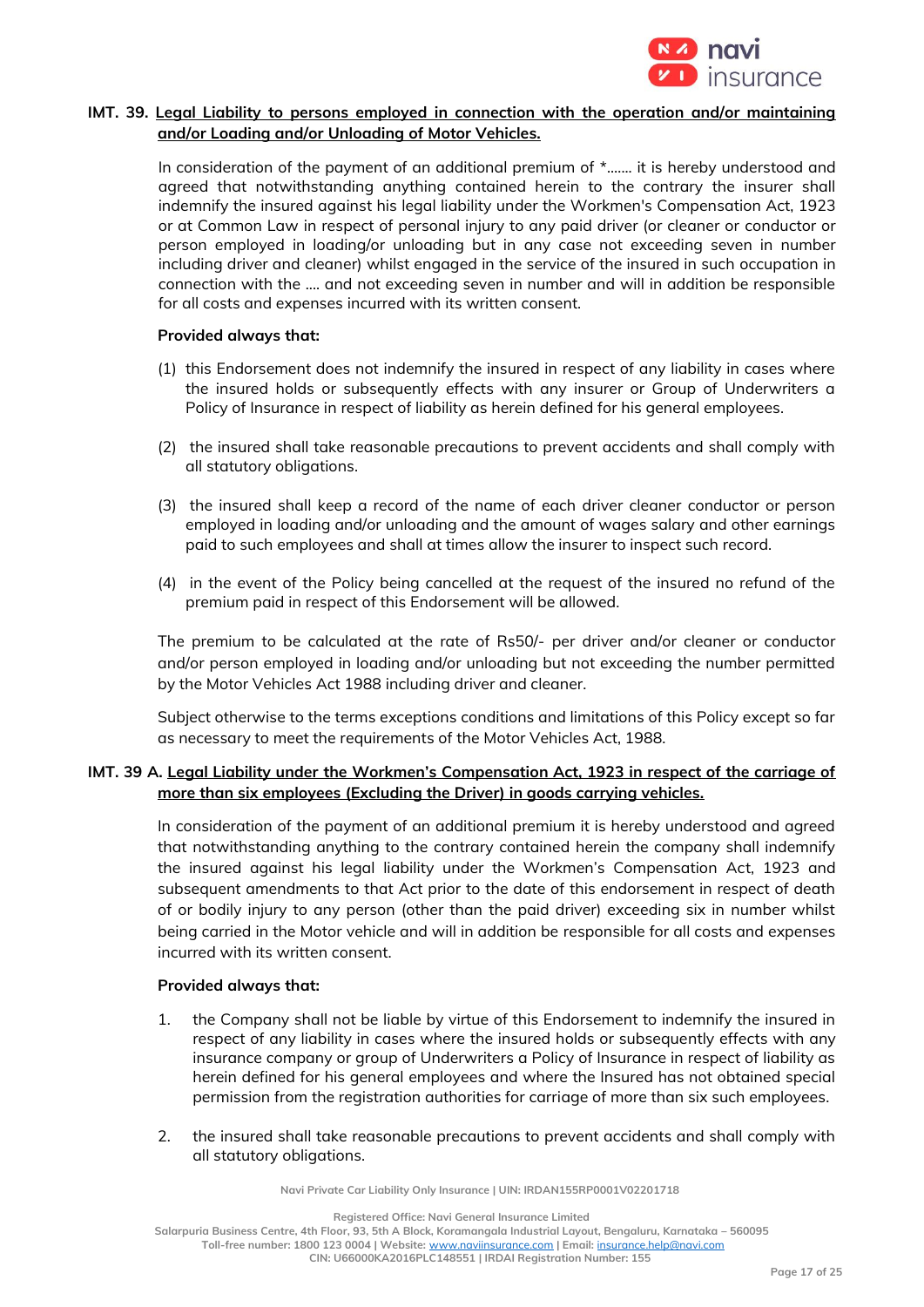**IMT. 39. Legal Liability to persons employed in connection with the operation and/or maintaining and/or Loading and/or Unloading of Motor Vehicles.**

In consideration of the payment of an additional premium of *……. it is hereby understood and agreed that notwithstanding anything contained herein to the contrary the insurer shall indemnify the insured against his legal liability under the Workmen's Compensation Act, 1923 or at Common Law in respect of personal injury to any paid driver (or cleaner or conductor or person employed in loading/or unloading but in any case not exceeding seven in number including driver and cleaner) whilst engaged in the service of the insured in such occupation in connection with the …. and not exceeding seven in number and will in addition be responsible for all costs and expenses incurred with its written consent.

**Provided always that:**

(1) this Endorsement does not indemnify the insured in respect of any liability in cases where the insured holds or subsequently effects with any insurer or Group of Underwriters a Policy of Insurance in respect of liability as herein defined for his general employees.

(2) the insured shall take reasonable precautions to prevent accidents and shall comply with all statutory obligations.

(3) the insured shall keep a record of the name of each driver cleaner conductor or person employed in loading and/or unloading and the amount of wages salary and other earnings paid to such employees and shall at times allow the insurer to inspect such record.

(4) in the event of the Policy being cancelled at the request of the insured no refund of the premium paid in respect of this Endorsement will be allowed.

The premium to be calculated at the rate of Rs50/- per driver and/or cleaner or conductor and/or person employed in loading and/or unloading but not exceeding the number permitted by the Motor Vehicles Act 1988 including driver and cleaner.

Subject otherwise to the terms exceptions conditions and limitations of this Policy except so far as necessary to meet the requirements of the Motor Vehicles Act, 1988.

**IMT. 39 A. Legal Liability under the Workmen's Compensation Act, 1923 in respect of the carriage of more than six employees (Excluding the Driver) in goods carrying vehicles.**

In consideration of the payment of an additional premium it is hereby understood and agreed that notwithstanding anything to the contrary contained herein the company shall indemnify the insured against his legal liability under the Workmen's Compensation Act, 1923 and subsequent amendments to that Act prior to the date of this endorsement in respect of death of or bodily injury to any person (other than the paid driver) exceeding six in number whilst being carried in the Motor vehicle and will in addition be responsible for all costs and expenses incurred with its written consent.

**Provided always that:**

1. the Company shall not be liable by virtue of this Endorsement to indemnify the insured in respect of any liability in cases where the insured holds or subsequently effects with any insurance company or group of Underwriters a Policy of Insurance in respect of liability as herein defined for his general employees and where the Insured has not obtained special permission from the registration authorities for carriage of more than six such employees.

2. the insured shall take reasonable precautions to prevent accidents and shall comply with all statutory obligations.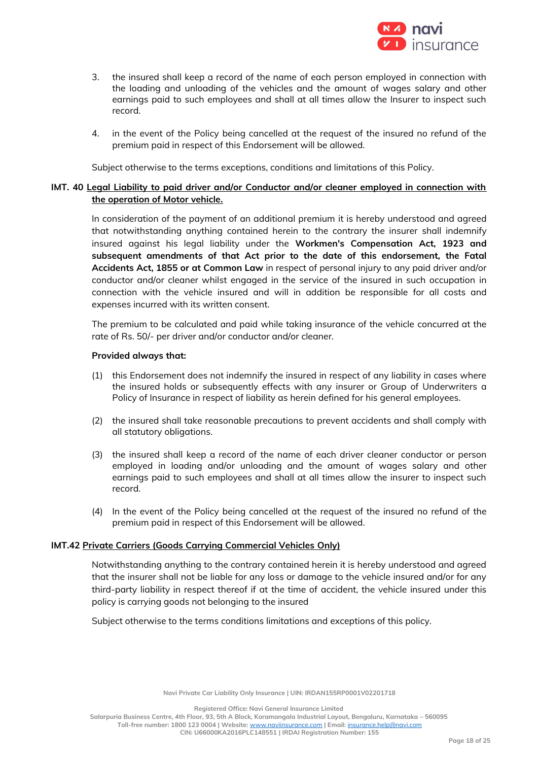3. the insured shall keep a record of the name of each person employed in connection with the loading and unloading of the vehicles and the amount of wages salary and other earnings paid to such employees and shall at all times allow the Insurer to inspect such record.

4. in the event of the Policy being cancelled at the request of the insured no refund of the premium paid in respect of this Endorsement will be allowed.

Subject otherwise to the terms exceptions, conditions and limitations of this Policy.

**IMT. 40 <u>Legal Liability to paid driver and/or Conductor and/or cleaner employed in connection with the operation of Motor vehicle.</u>**

In consideration of the payment of an additional premium it is hereby understood and agreed that notwithstanding anything contained herein to the contrary the insurer shall indemnify insured against his legal liability under the **Workmen's Compensation Act, 1923 and subsequent amendments of that Act prior to the date of this endorsement, the Fatal Accidents Act, 1855 or at Common Law** in respect of personal injury to any paid driver and/or conductor and/or cleaner whilst engaged in the service of the insured in such occupation in connection with the vehicle insured and will in addition be responsible for all costs and expenses incurred with its written consent.

The premium to be calculated and paid while taking insurance of the vehicle concurred at the rate of Rs. 50/- per driver and/or conductor and/or cleaner.

**Provided always that:**

(1) this Endorsement does not indemnify the insured in respect of any liability in cases where the insured holds or subsequently effects with any insurer or Group of Underwriters a Policy of Insurance in respect of liability as herein defined for his general employees.

(2) the insured shall take reasonable precautions to prevent accidents and shall comply with all statutory obligations.

(3) the insured shall keep a record of the name of each driver cleaner conductor or person employed in loading and/or unloading and the amount of wages salary and other earnings paid to such employees and shall at all times allow the insurer to inspect such record.

(4) In the event of the Policy being cancelled at the request of the insured no refund of the premium paid in respect of this Endorsement will be allowed.

**IMT.42 <u>Private Carriers (Goods Carrying Commercial Vehicles Only)</u>**

Notwithstanding anything to the contrary contained herein it is hereby understood and agreed that the insurer shall not be liable for any loss or damage to the vehicle insured and/or for any third-party liability in respect thereof if at the time of accident, the vehicle insured under this policy is carrying goods not belonging to the insured

Subject otherwise to the terms conditions limitations and exceptions of this policy.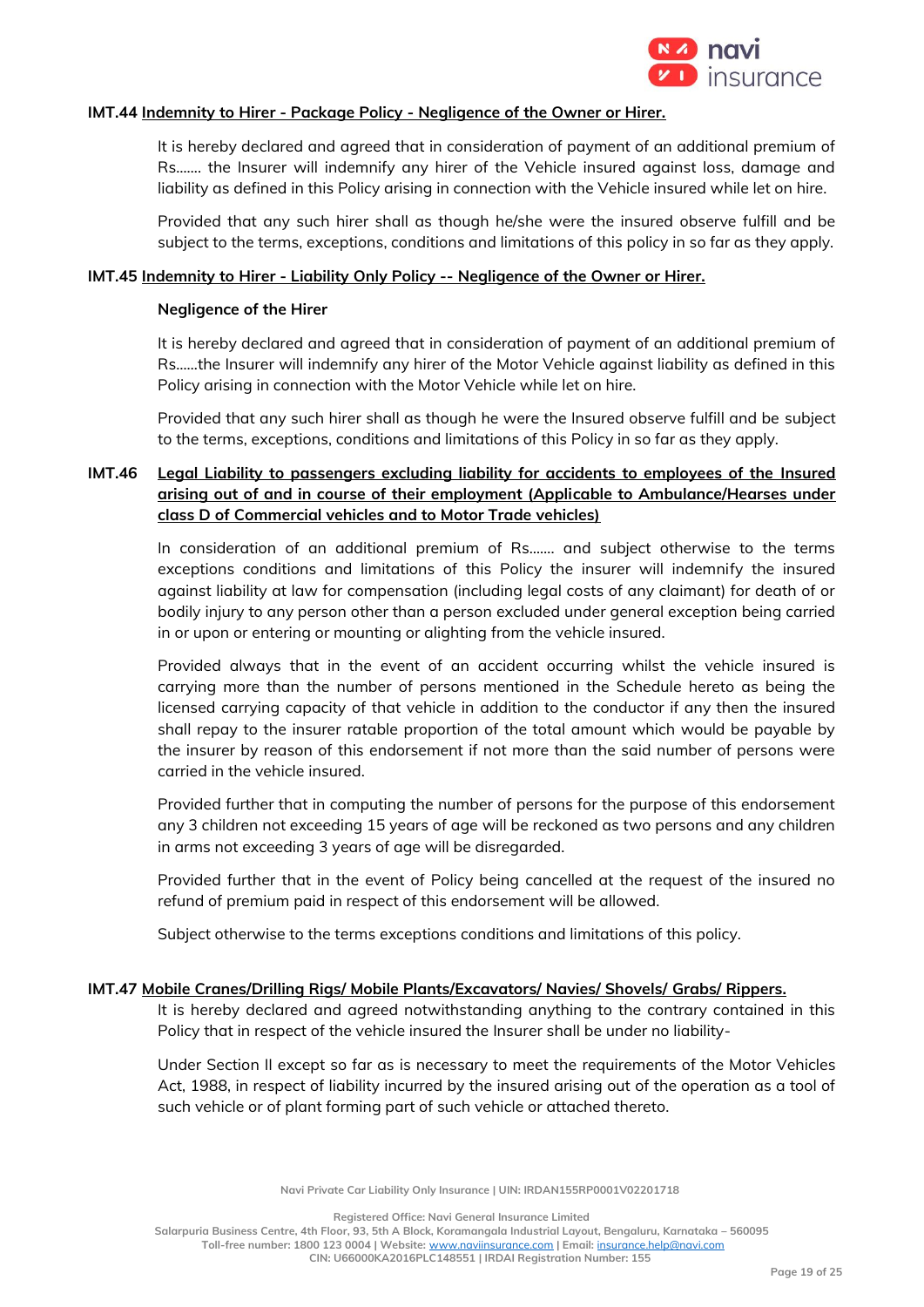**IMT.44 Indemnity to Hirer - Package Policy - Negligence of the Owner or Hirer.**

It is hereby declared and agreed that in consideration of payment of an additional premium of Rs....... the Insurer will indemnify any hirer of the Vehicle insured against loss, damage and liability as defined in this Policy arising in connection with the Vehicle insured while let on hire.

Provided that any such hirer shall as though he/she were the insured observe fulfill and be subject to the terms, exceptions, conditions and limitations of this policy in so far as they apply.

**IMT.45 Indemnity to Hirer - Liability Only Policy -- Negligence of the Owner or Hirer.**

**Negligence of the Hirer**

It is hereby declared and agreed that in consideration of payment of an additional premium of Rs......the Insurer will indemnify any hirer of the Motor Vehicle against liability as defined in this Policy arising in connection with the Motor Vehicle while let on hire.

Provided that any such hirer shall as though he were the Insured observe fulfill and be subject to the terms, exceptions, conditions and limitations of this Policy in so far as they apply.

**IMT.46 Legal Liability to passengers excluding liability for accidents to employees of the Insured arising out of and in course of their employment (Applicable to Ambulance/Hearses under class D of Commercial vehicles and to Motor Trade vehicles)**

In consideration of an additional premium of Rs....... and subject otherwise to the terms exceptions conditions and limitations of this Policy the insurer will indemnify the insured against liability at law for compensation (including legal costs of any claimant) for death of or bodily injury to any person other than a person excluded under general exception being carried in or upon or entering or mounting or alighting from the vehicle insured.

Provided always that in the event of an accident occurring whilst the vehicle insured is carrying more than the number of persons mentioned in the Schedule hereto as being the licensed carrying capacity of that vehicle in addition to the conductor if any then the insured shall repay to the insurer ratable proportion of the total amount which would be payable by the insurer by reason of this endorsement if not more than the said number of persons were carried in the vehicle insured.

Provided further that in computing the number of persons for the purpose of this endorsement any 3 children not exceeding 15 years of age will be reckoned as two persons and any children in arms not exceeding 3 years of age will be disregarded.

Provided further that in the event of Policy being cancelled at the request of the insured no refund of premium paid in respect of this endorsement will be allowed.

Subject otherwise to the terms exceptions conditions and limitations of this policy.

**IMT.47 Mobile Cranes/Drilling Rigs/ Mobile Plants/Excavators/ Navies/ Shovels/ Grabs/ Rippers.**

It is hereby declared and agreed notwithstanding anything to the contrary contained in this Policy that in respect of the vehicle insured the Insurer shall be under no liability-

Under Section II except so far as is necessary to meet the requirements of the Motor Vehicles Act, 1988, in respect of liability incurred by the insured arising out of the operation as a tool of such vehicle or of plant forming part of such vehicle or attached thereto.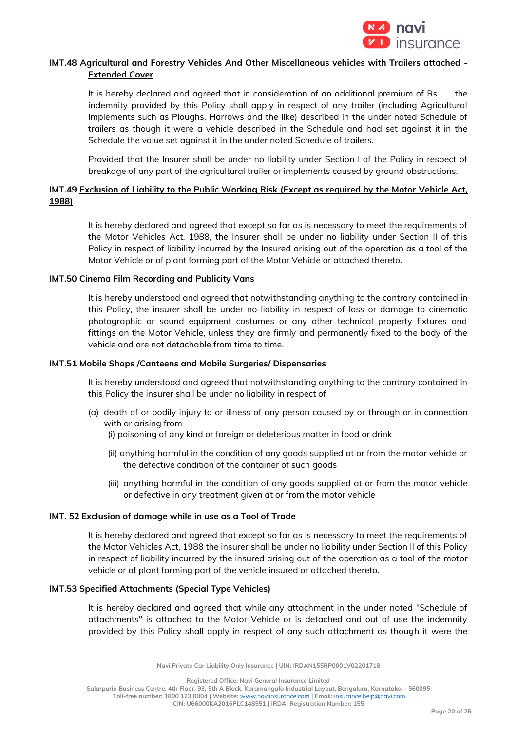**IMT.48 Agricultural and Forestry Vehicles And Other Miscellaneous vehicles with Trailers attached - Extended Cover**

It is hereby declared and agreed that in consideration of an additional premium of Rs....... the indemnity provided by this Policy shall apply in respect of any trailer (including Agricultural Implements such as Ploughs, Harrows and the like) described in the under noted Schedule of trailers as though it were a vehicle described in the Schedule and had set against it in the Schedule the value set against it in the under noted Schedule of trailers.

Provided that the Insurer shall be under no liability under Section I of the Policy in respect of breakage of any part of the agricultural trailer or implements caused by ground obstructions.

**IMT.49 Exclusion of Liability to the Public Working Risk (Except as required by the Motor Vehicle Act, 1988)**

It is hereby declared and agreed that except so far as is necessary to meet the requirements of the Motor Vehicles Act, 1988, the Insurer shall be under no liability under Section II of this Policy in respect of liability incurred by the Insured arising out of the operation as a tool of the Motor Vehicle or of plant forming part of the Motor Vehicle or attached thereto.

**IMT.50 Cinema Film Recording and Publicity Vans**

It is hereby understood and agreed that notwithstanding anything to the contrary contained in this Policy, the insurer shall be under no liability in respect of loss or damage to cinematic photographic or sound equipment costumes or any other technical property fixtures and fittings on the Motor Vehicle, unless they are firmly and permanently fixed to the body of the vehicle and are not detachable from time to time.

**IMT.51 Mobile Shops /Canteens and Mobile Surgeries/ Dispensaries**

It is hereby understood and agreed that notwithstanding anything to the contrary contained in this Policy the insurer shall be under no liability in respect of

(a) death of or bodily injury to or illness of any person caused by or through or in connection with or arising from
  (i) poisoning of any kind or foreign or deleterious matter in food or drink
  (ii) anything harmful in the condition of any goods supplied at or from the motor vehicle or the defective condition of the container of such goods
  (iii) anything harmful in the condition of any goods supplied at or from the motor vehicle or defective in any treatment given at or from the motor vehicle

**IMT. 52 Exclusion of damage while in use as a Tool of Trade**

It is hereby declared and agreed that except so far as is necessary to meet the requirements of the Motor Vehicles Act, 1988 the insurer shall be under no liability under Section II of this Policy in respect of liability incurred by the insured arising out of the operation as a tool of the motor vehicle or of plant forming part of the vehicle insured or attached thereto.

**IMT.53 Specified Attachments (Special Type Vehicles)**

It is hereby declared and agreed that while any attachment in the under noted "Schedule of attachments" is attached to the Motor Vehicle or is detached and out of use the indemnity provided by this Policy shall apply in respect of any such attachment as though it were the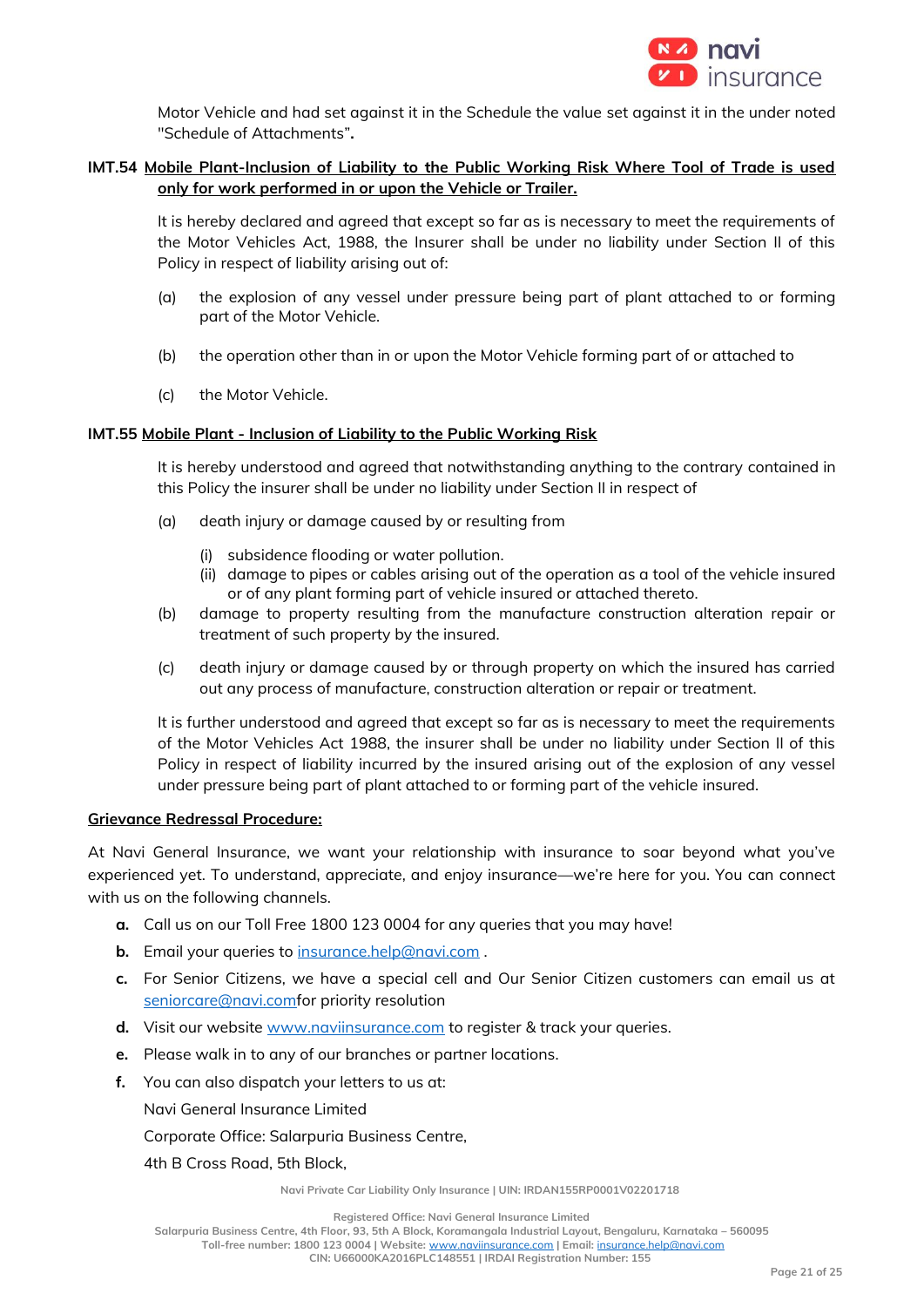Motor Vehicle and had set against it in the Schedule the value set against it in the under noted "Schedule of Attachments"**.**

**IMT.54 <u>Mobile Plant-Inclusion of Liability to the Public Working Risk Where Tool of Trade is used only for work performed in or upon the Vehicle or Trailer.</u>**

It is hereby declared and agreed that except so far as is necessary to meet the requirements of the Motor Vehicles Act, 1988, the Insurer shall be under no liability under Section II of this Policy in respect of liability arising out of:

(a) the explosion of any vessel under pressure being part of plant attached to or forming part of the Motor Vehicle.

(b) the operation other than in or upon the Motor Vehicle forming part of or attached to

(c) the Motor Vehicle.

**IMT.55 <u>Mobile Plant - Inclusion of Liability to the Public Working Risk</u>**

It is hereby understood and agreed that notwithstanding anything to the contrary contained in this Policy the insurer shall be under no liability under Section II in respect of

(a) death injury or damage caused by or resulting from

  (i) subsidence flooding or water pollution.
  (ii) damage to pipes or cables arising out of the operation as a tool of the vehicle insured or of any plant forming part of vehicle insured or attached thereto.

(b) damage to property resulting from the manufacture construction alteration repair or treatment of such property by the insured.

(c) death injury or damage caused by or through property on which the insured has carried out any process of manufacture, construction alteration or repair or treatment.

It is further understood and agreed that except so far as is necessary to meet the requirements of the Motor Vehicles Act 1988, the insurer shall be under no liability under Section II of this Policy in respect of liability incurred by the insured arising out of the explosion of any vessel under pressure being part of plant attached to or forming part of the vehicle insured.

**<u>Grievance Redressal Procedure:</u>**

At Navi General Insurance, we want your relationship with insurance to soar beyond what you've experienced yet. To understand, appreciate, and enjoy insurance—we're here for you. You can connect with us on the following channels.

**a.** Call us on our Toll Free 1800 123 0004 for any queries that you may have!

**b.** Email your queries to insurance.help@navi.com .

**c.** For Senior Citizens, we have a special cell and Our Senior Citizen customers can email us at seniorcare@navi.comfor priority resolution

**d.** Visit our website www.naviinsurance.com to register & track your queries.

**e.** Please walk in to any of our branches or partner locations.

**f.** You can also dispatch your letters to us at:

Navi General Insurance Limited

Corporate Office: Salarpuria Business Centre,

4th B Cross Road, 5th Block,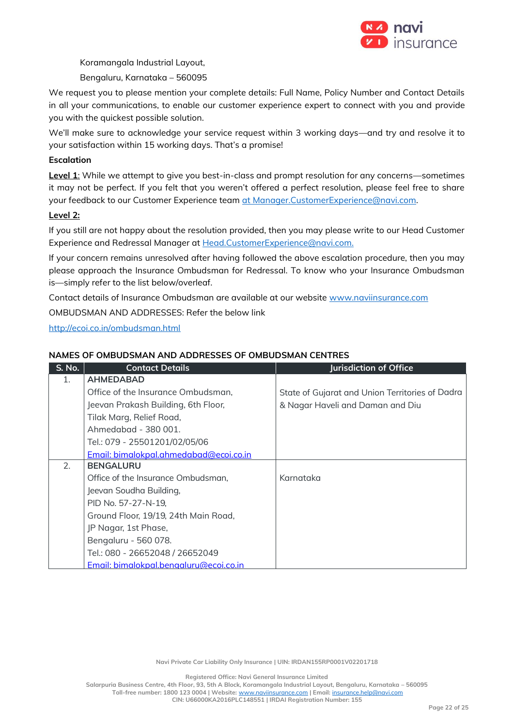Koramangala Industrial Layout,

Bengaluru, Karnataka – 560095

We request you to please mention your complete details: Full Name, Policy Number and Contact Details in all your communications, to enable our customer experience expert to connect with you and provide you with the quickest possible solution.

We'll make sure to acknowledge your service request within 3 working days—and try and resolve it to your satisfaction within 15 working days. That's a promise!

**Escalation**

**Level 1**: While we attempt to give you best-in-class and prompt resolution for any concerns—sometimes it may not be perfect. If you felt that you weren't offered a perfect resolution, please feel free to share your feedback to our Customer Experience team at Manager.CustomerExperience@navi.com.

**Level 2:**

If you still are not happy about the resolution provided, then you may please write to our Head Customer Experience and Redressal Manager at Head.CustomerExperience@navi.com.

If your concern remains unresolved after having followed the above escalation procedure, then you may please approach the Insurance Ombudsman for Redressal. To know who your Insurance Ombudsman is—simply refer to the list below/overleaf.

Contact details of Insurance Ombudsman are available at our website www.naviinsurance.com

OMBUDSMAN AND ADDRESSES: Refer the below link

http://ecoi.co.in/ombudsman.html

**NAMES OF OMBUDSMAN AND ADDRESSES OF OMBUDSMAN CENTRES**

| S. No. | Contact Details | Jurisdiction of Office |
|---|---|---|
| 1. | **AHMEDABAD**<br>Office of the Insurance Ombudsman,<br>Jeevan Prakash Building, 6th Floor,<br>Tilak Marg, Relief Road,<br>Ahmedabad - 380 001.<br>Tel.: 079 - 25501201/02/05/06<br>Email: bimalokpal.ahmedabad@ecoi.co.in | State of Gujarat and Union Territories of Dadra & Nagar Haveli and Daman and Diu |
| 2. | **BENGALURU**<br>Office of the Insurance Ombudsman,<br>Jeevan Soudha Building,<br>PID No. 57-27-N-19,<br>Ground Floor, 19/19, 24th Main Road,<br>JP Nagar, 1st Phase,<br>Bengaluru - 560 078.<br>Tel.: 080 - 26652048 / 26652049<br>Email: bimalokpal.bengaluru@ecoi.co.in | Karnataka |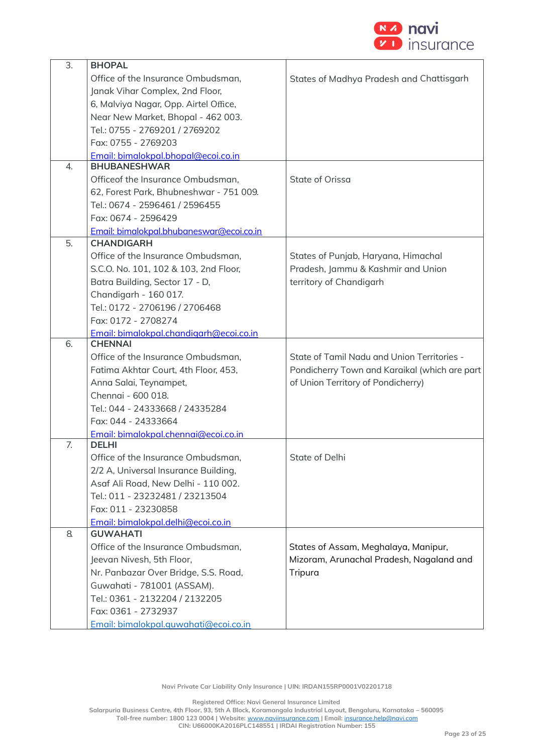| | | |
|---|---|---|
| 3. | **BHOPAL**<br>Office of the Insurance Ombudsman,<br>Janak Vihar Complex, 2nd Floor,<br>6, Malviya Nagar, Opp. Airtel Office,<br>Near New Market, Bhopal - 462 003.<br>Tel.: 0755 - 2769201 / 2769202<br>Fax: 0755 - 2769203<br>Email: bimalokpal.bhopal@ecoi.co.in | States of Madhya Pradesh and Chattisgarh |
| 4. | **BHUBANESHWAR**<br>Officeof the Insurance Ombudsman,<br>62, Forest Park, Bhubneshwar - 751 009.<br>Tel.: 0674 - 2596461 / 2596455<br>Fax: 0674 - 2596429<br>Email: bimalokpal.bhubaneswar@ecoi.co.in | State of Orissa |
| 5. | **CHANDIGARH**<br>Office of the Insurance Ombudsman,<br>S.C.O. No. 101, 102 & 103, 2nd Floor,<br>Batra Building, Sector 17 - D,<br>Chandigarh - 160 017.<br>Tel.: 0172 - 2706196 / 2706468<br>Fax: 0172 - 2708274<br>Email: bimalokpal.chandigarh@ecoi.co.in | States of Punjab, Haryana, Himachal Pradesh, Jammu & Kashmir and Union territory of Chandigarh |
| 6. | **CHENNAI**<br>Office of the Insurance Ombudsman,<br>Fatima Akhtar Court, 4th Floor, 453,<br>Anna Salai, Teynampet,<br>Chennai - 600 018.<br>Tel.: 044 - 24333668 / 24335284<br>Fax: 044 - 24333664<br>Email: bimalokpal.chennai@ecoi.co.in | State of Tamil Nadu and Union Territories - Pondicherry Town and Karaikal (which are part of Union Territory of Pondicherry) |
| 7. | **DELHI**<br>Office of the Insurance Ombudsman,<br>2/2 A, Universal Insurance Building,<br>Asaf Ali Road, New Delhi - 110 002.<br>Tel.: 011 - 23232481 / 23213504<br>Fax: 011 - 23230858<br>Email: bimalokpal.delhi@ecoi.co.in | State of Delhi |
| 8. | **GUWAHATI**<br>Office of the Insurance Ombudsman,<br>Jeevan Nivesh, 5th Floor,<br>Nr. Panbazar Over Bridge, S.S. Road,<br>Guwahati - 781001 (ASSAM).<br>Tel.: 0361 - 2132204 / 2132205<br>Fax: 0361 - 2732937<br>Email: bimalokpal.guwahati@ecoi.co.in | States of Assam, Meghalaya, Manipur, Mizoram, Arunachal Pradesh, Nagaland and Tripura |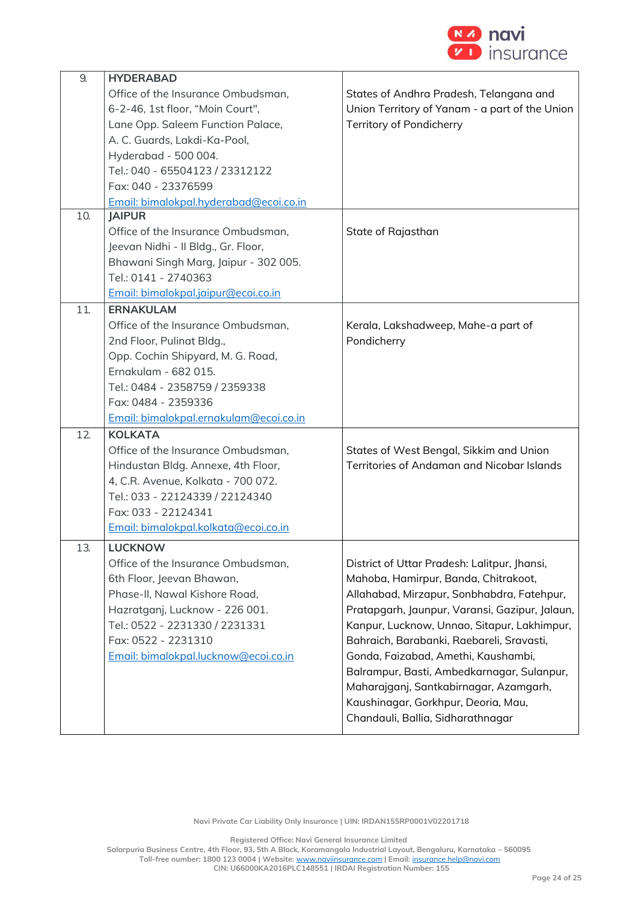| | | |
|---|---|---|
| 9. | **HYDERABAD**<br>Office of the Insurance Ombudsman,<br>6-2-46, 1st floor, "Moin Court",<br>Lane Opp. Saleem Function Palace,<br>A. C. Guards, Lakdi-Ka-Pool,<br>Hyderabad - 500 004.<br>Tel.: 040 - 65504123 / 23312122<br>Fax: 040 - 23376599<br>Email: bimalokpal.hyderabad@ecoi.co.in | States of Andhra Pradesh, Telangana and Union Territory of Yanam - a part of the Union Territory of Pondicherry |
| 10. | **JAIPUR**<br>Office of the Insurance Ombudsman,<br>Jeevan Nidhi - II Bldg., Gr. Floor,<br>Bhawani Singh Marg, Jaipur - 302 005.<br>Tel.: 0141 - 2740363<br>Email: bimalokpal.jaipur@ecoi.co.in | State of Rajasthan |
| 11. | **ERNAKULAM**<br>Office of the Insurance Ombudsman,<br>2nd Floor, Pulinat Bldg.,<br>Opp. Cochin Shipyard, M. G. Road,<br>Ernakulam - 682 015.<br>Tel.: 0484 - 2358759 / 2359338<br>Fax: 0484 - 2359336<br>Email: bimalokpal.ernakulam@ecoi.co.in | Kerala, Lakshadweep, Mahe-a part of Pondicherry |
| 12. | **KOLKATA**<br>Office of the Insurance Ombudsman,<br>Hindustan Bldg. Annexe, 4th Floor,<br>4, C.R. Avenue, Kolkata - 700 072.<br>Tel.: 033 - 22124339 / 22124340<br>Fax: 033 - 22124341<br>Email: bimalokpal.kolkata@ecoi.co.in | States of West Bengal, Sikkim and Union Territories of Andaman and Nicobar Islands |
| 13. | **LUCKNOW**<br>Office of the Insurance Ombudsman,<br>6th Floor, Jeevan Bhawan,<br>Phase-II, Nawal Kishore Road,<br>Hazratganj, Lucknow - 226 001.<br>Tel.: 0522 - 2231330 / 2231331<br>Fax: 0522 - 2231310<br>Email: bimalokpal.lucknow@ecoi.co.in | District of Uttar Pradesh: Lalitpur, Jhansi, Mahoba, Hamirpur, Banda, Chitrakoot, Allahabad, Mirzapur, Sonbhabdra, Fatehpur, Pratapgarh, Jaunpur, Varansi, Gazipur, Jalaun, Kanpur, Lucknow, Unnao, Sitapur, Lakhimpur, Bahraich, Barabanki, Raebareli, Sravasti, Gonda, Faizabad, Amethi, Kaushambi, Balrampur, Basti, Ambedkarnagar, Sulanpur, Maharajganj, Santkabirnagar, Azamgarh, Kaushinagar, Gorkhpur, Deoria, Mau, Chandauli, Ballia, Sidharathnagar |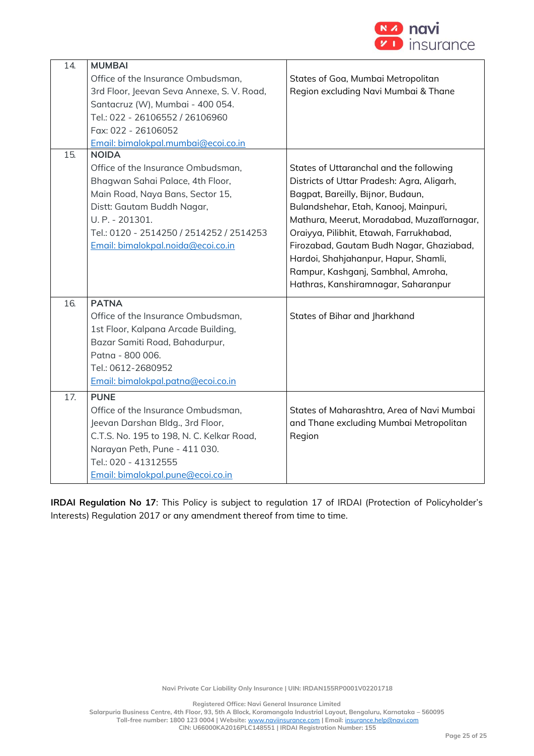| | | |
|---|---|---|
| 14. | **MUMBAI**<br>Office of the Insurance Ombudsman,<br>3rd Floor, Jeevan Seva Annexe, S. V. Road,<br>Santacruz (W), Mumbai - 400 054.<br>Tel.: 022 - 26106552 / 26106960<br>Fax: 022 - 26106052<br>Email: bimalokpal.mumbai@ecoi.co.in | States of Goa, Mumbai Metropolitan Region excluding Navi Mumbai & Thane |
| 15. | **NOIDA**<br>Office of the Insurance Ombudsman,<br>Bhagwan Sahai Palace, 4th Floor,<br>Main Road, Naya Bans, Sector 15,<br>Distt: Gautam Buddh Nagar,<br>U. P. - 201301.<br>Tel.: 0120 - 2514250 / 2514252 / 2514253<br>Email: bimalokpal.noida@ecoi.co.in | States of Uttaranchal and the following Districts of Uttar Pradesh: Agra, Aligarh, Bagpat, Bareilly, Bijnor, Budaun, Bulandshehar, Etah, Kanooj, Mainpuri, Mathura, Meerut, Moradabad, Muzaffarnagar, Oraiyya, Pilibhit, Etawah, Farrukhabad, Firozabad, Gautam Budh Nagar, Ghaziabad, Hardoi, Shahjahanpur, Hapur, Shamli, Rampur, Kashganj, Sambhal, Amroha, Hathras, Kanshiramnagar, Saharanpur |
| 16. | **PATNA**<br>Office of the Insurance Ombudsman,<br>1st Floor, Kalpana Arcade Building,<br>Bazar Samiti Road, Bahadurpur,<br>Patna - 800 006.<br>Tel.: 0612-2680952<br>Email: bimalokpal.patna@ecoi.co.in | States of Bihar and Jharkhand |
| 17. | **PUNE**<br>Office of the Insurance Ombudsman,<br>Jeevan Darshan Bldg., 3rd Floor,<br>C.T.S. No. 195 to 198, N. C. Kelkar Road,<br>Narayan Peth, Pune - 411 030.<br>Tel.: 020 - 41312555<br>Email: bimalokpal.pune@ecoi.co.in | States of Maharashtra, Area of Navi Mumbai and Thane excluding Mumbai Metropolitan Region |

**IRDAI Regulation No 17**: This Policy is subject to regulation 17 of IRDAI (Protection of Policyholder's Interests) Regulation 2017 or any amendment thereof from time to time.